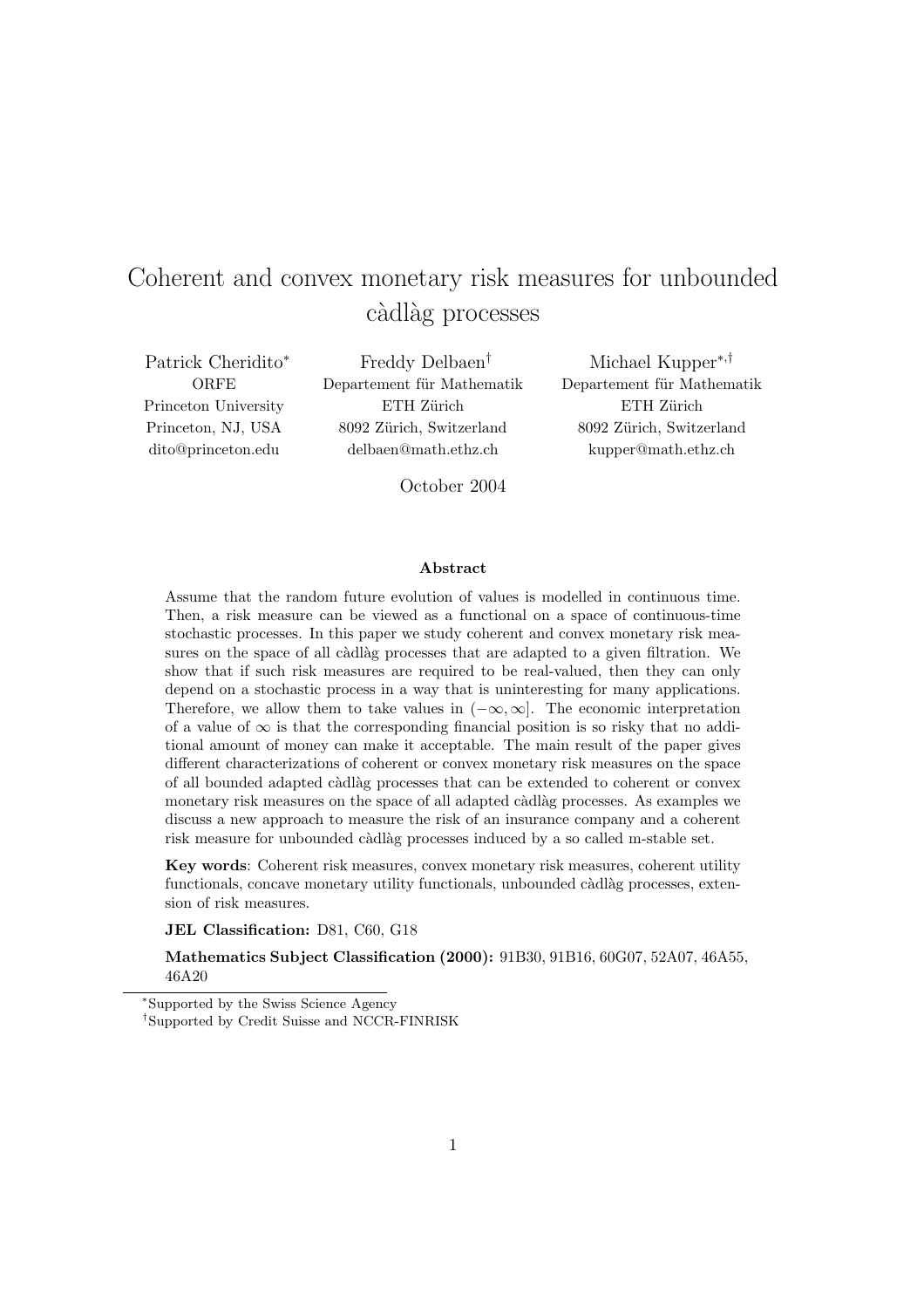# Coherent and convex monetary risk measures for unbounded càdlàg processes

Patrick Cheridito[*]
ORFE
Princeton University
Princeton, NJ, USA
dito@princeton.edu

Freddy Delbaen[†]
Departement für Mathematik
ETH Zürich
8092 Zürich, Switzerland
delbaen@math.ethz.ch

Michael Kupper[*,†]
Departement für Mathematik
ETH Zürich
8092 Zürich, Switzerland
kupper@math.ethz.ch

October 2004

### Abstract

Assume that the random future evolution of values is modelled in continuous time. Then, a risk measure can be viewed as a functional on a space of continuous-time stochastic processes. In this paper we study coherent and convex monetary risk measures on the space of all càdlàg processes that are adapted to a given filtration. We show that if such risk measures are required to be real-valued, then they can only depend on a stochastic process in a way that is uninteresting for many applications. Therefore, we allow them to take values in $(-\infty, \infty]$. The economic interpretation of a value of $\infty$ is that the corresponding financial position is so risky that no additional amount of money can make it acceptable. The main result of the paper gives different characterizations of coherent or convex monetary risk measures on the space of all bounded adapted càdlàg processes that can be extended to coherent or convex monetary risk measures on the space of all adapted càdlàg processes. As examples we discuss a new approach to measure the risk of an insurance company and a coherent risk measure for unbounded càdlàg processes induced by a so called m-stable set.

**Key words**: Coherent risk measures, convex monetary risk measures, coherent utility functionals, concave monetary utility functionals, unbounded càdlàg processes, extension of risk measures.

**JEL Classification:** D81, C60, G18

**Mathematics Subject Classification (2000):** 91B30, 91B16, 60G07, 52A07, 46A55, 46A20

[*] Supported by the Swiss Science Agency

[†] Supported by Credit Suisse and NCCR-FINRISK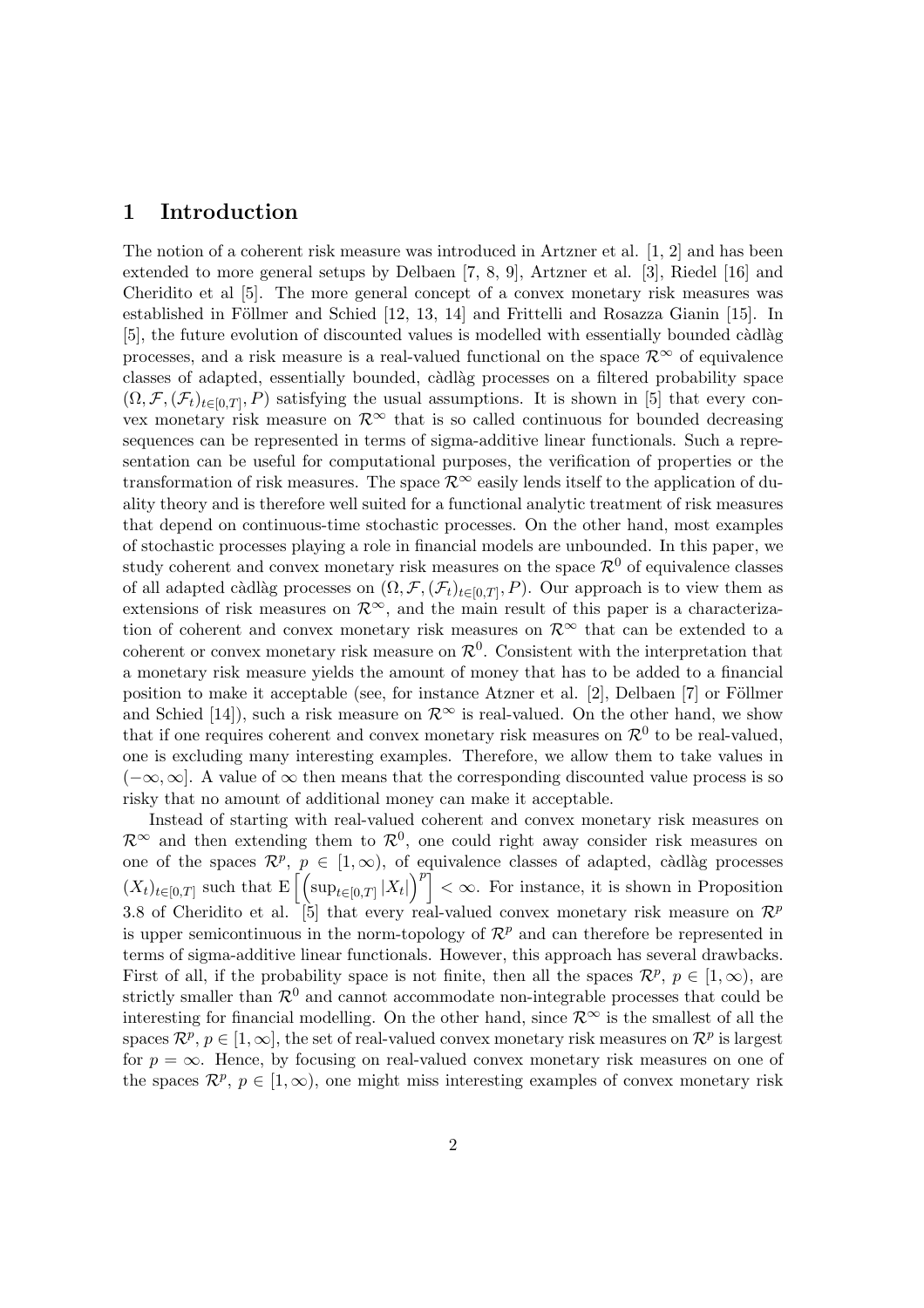## 1 Introduction

The notion of a coherent risk measure was introduced in Artzner et al. [1, 2] and has been extended to more general setups by Delbaen [7, 8, 9], Artzner et al. [3], Riedel [16] and Cheridito et al [5]. The more general concept of a convex monetary risk measures was established in Föllmer and Schied [12, 13, 14] and Frittelli and Rosazza Gianin [15]. In [5], the future evolution of discounted values is modelled with essentially bounded càdlàg processes, and a risk measure is a real-valued functional on the space $\mathcal{R}^\infty$ of equivalence classes of adapted, essentially bounded, càdlàg processes on a filtered probability space $(\Omega, \mathcal{F}, (\mathcal{F}_t)_{t\in[0,T]}, P)$ satisfying the usual assumptions. It is shown in [5] that every convex monetary risk measure on $\mathcal{R}^\infty$ that is so called continuous for bounded decreasing sequences can be represented in terms of sigma-additive linear functionals. Such a representation can be useful for computational purposes, the verification of properties or the transformation of risk measures. The space $\mathcal{R}^\infty$ easily lends itself to the application of duality theory and is therefore well suited for a functional analytic treatment of risk measures that depend on continuous-time stochastic processes. On the other hand, most examples of stochastic processes playing a role in financial models are unbounded. In this paper, we study coherent and convex monetary risk measures on the space $\mathcal{R}^0$ of equivalence classes of all adapted càdlàg processes on $(\Omega, \mathcal{F}, (\mathcal{F}_t)_{t\in[0,T]}, P)$. Our approach is to view them as extensions of risk measures on $\mathcal{R}^\infty$, and the main result of this paper is a characterization of coherent and convex monetary risk measures on $\mathcal{R}^\infty$ that can be extended to a coherent or convex monetary risk measure on $\mathcal{R}^0$. Consistent with the interpretation that a monetary risk measure yields the amount of money that has to be added to a financial position to make it acceptable (see, for instance Atzner et al. [2], Delbaen [7] or Föllmer and Schied [14]), such a risk measure on $\mathcal{R}^\infty$ is real-valued. On the other hand, we show that if one requires coherent and convex monetary risk measures on $\mathcal{R}^0$ to be real-valued, one is excluding many interesting examples. Therefore, we allow them to take values in $(-\infty, \infty]$. A value of $\infty$ then means that the corresponding discounted value process is so risky that no amount of additional money can make it acceptable.

Instead of starting with real-valued coherent and convex monetary risk measures on $\mathcal{R}^\infty$ and then extending them to $\mathcal{R}^0$, one could right away consider risk measures on one of the spaces $\mathcal{R}^p$, $p \in [1, \infty)$, of equivalence classes of adapted, càdlàg processes $(X_t)_{t\in[0,T]}$ such that $\mathrm{E}\left[\left(\sup_{t\in[0,T]} |X_t|\right)^p\right] < \infty$. For instance, it is shown in Proposition 3.8 of Cheridito et al. [5] that every real-valued convex monetary risk measure on $\mathcal{R}^p$ is upper semicontinuous in the norm-topology of $\mathcal{R}^p$ and can therefore be represented in terms of sigma-additive linear functionals. However, this approach has several drawbacks. First of all, if the probability space is not finite, then all the spaces $\mathcal{R}^p$, $p \in [1, \infty)$, are strictly smaller than $\mathcal{R}^0$ and cannot accommodate non-integrable processes that could be interesting for financial modelling. On the other hand, since $\mathcal{R}^\infty$ is the smallest of all the spaces $\mathcal{R}^p$, $p \in [1, \infty]$, the set of real-valued convex monetary risk measures on $\mathcal{R}^p$ is largest for $p = \infty$. Hence, by focusing on real-valued convex monetary risk measures on one of the spaces $\mathcal{R}^p$, $p \in [1, \infty)$, one might miss interesting examples of convex monetary risk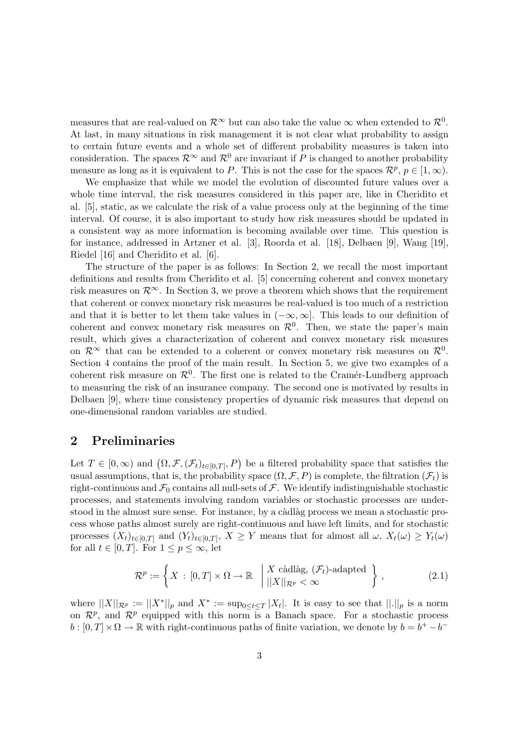measures that are real-valued on $\mathcal{R}^\infty$ but can also take the value $\infty$ when extended to $\mathcal{R}^0$. At last, in many situations in risk management it is not clear what probability to assign to certain future events and a whole set of different probability measures is taken into consideration. The spaces $\mathcal{R}^\infty$ and $\mathcal{R}^0$ are invariant if $P$ is changed to another probability measure as long as it is equivalent to $P$. This is not the case for the spaces $\mathcal{R}^p$, $p \in [1, \infty)$.

We emphasize that while we model the evolution of discounted future values over a whole time interval, the risk measures considered in this paper are, like in Cheridito et al. [5], static, as we calculate the risk of a value process only at the beginning of the time interval. Of course, it is also important to study how risk measures should be updated in a consistent way as more information is becoming available over time. This question is for instance, addressed in Artzner et al. [3], Roorda et al. [18], Delbaen [9], Wang [19], Riedel [16] and Cheridito et al. [6].

The structure of the paper is as follows: In Section 2, we recall the most important definitions and results from Cheridito et al. [5] concerning coherent and convex monetary risk measures on $\mathcal{R}^\infty$. In Section 3, we prove a theorem which shows that the requirement that coherent or convex monetary risk measures be real-valued is too much of a restriction and that it is better to let them take values in $(-\infty, \infty]$. This leads to our definition of coherent and convex monetary risk measures on $\mathcal{R}^0$. Then, we state the paper's main result, which gives a characterization of coherent and convex monetary risk measures on $\mathcal{R}^\infty$ that can be extended to a coherent or convex monetary risk measures on $\mathcal{R}^0$. Section 4 contains the proof of the main result. In Section 5, we give two examples of a coherent risk measure on $\mathcal{R}^0$. The first one is related to the Cramér-Lundberg approach to measuring the risk of an insurance company. The second one is motivated by results in Delbaen [9], where time consistency properties of dynamic risk measures that depend on one-dimensional random variables are studied.

## 2 Preliminaries

Let $T \in [0, \infty)$ and $\left(\Omega, \mathcal{F}, (\mathcal{F}_t)_{t\in[0,T]}, P\right)$ be a filtered probability space that satisfies the usual assumptions, that is, the probability space $(\Omega, \mathcal{F}, P)$ is complete, the filtration $(\mathcal{F}_t)$ is right-continuous and $\mathcal{F}_0$ contains all null-sets of $\mathcal{F}$. We identify indistinguishable stochastic processes, and statements involving random variables or stochastic processes are understood in the almost sure sense. For instance, by a càdlàg process we mean a stochastic process whose paths almost surely are right-continuous and have left limits, and for stochastic processes $(X_t)_{t\in[0,T]}$ and $(Y_t)_{t\in[0,T]}$, $X \geq Y$ means that for almost all $\omega$, $X_t(\omega) \geq Y_t(\omega)$ for all $t \in [0, T]$. For $1 \leq p \leq \infty$, let

$$\mathcal{R}^p := \left\{ X \, : \, [0,T] \times \Omega \to \mathbb{R} \quad \middle| \begin{array}{l} X \text{ càdlàg, } (\mathcal{F}_t)\text{-adapted} \\ ||X||_{\mathcal{R}^p} < \infty \end{array} \right\}, \tag{2.1}$$

where $||X||_{\mathcal{R}^p} := ||X^*||_p$ and $X^* := \sup_{0\leq t\leq T} |X_t|$. It is easy to see that $||.||_p$ is a norm on $\mathcal{R}^p$, and $\mathcal{R}^p$ equipped with this norm is a Banach space. For a stochastic process $b : [0, T] \times \Omega \to \mathbb{R}$ with right-continuous paths of finite variation, we denote by $b = b^+ - b^-$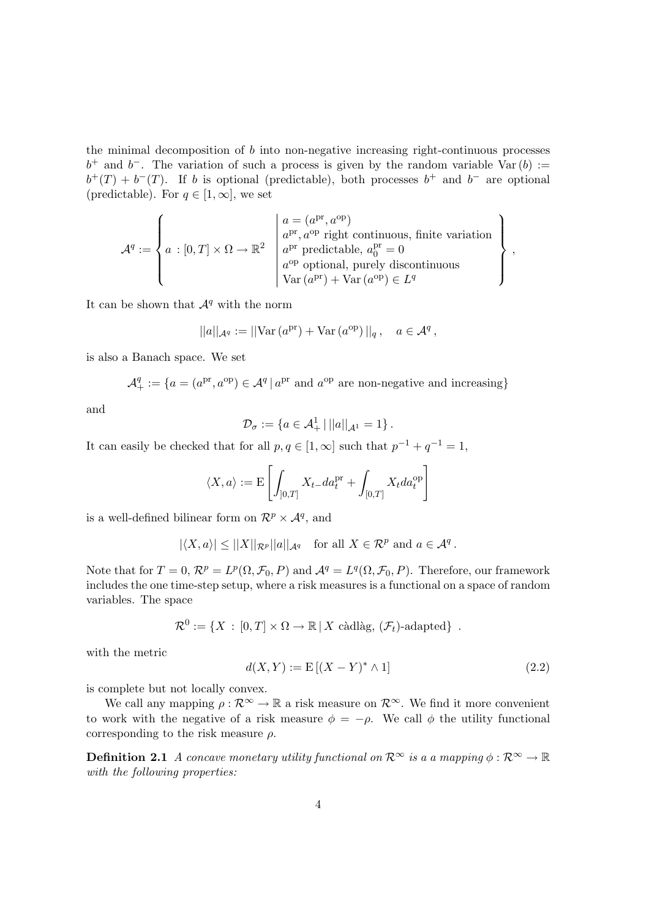the minimal decomposition of $b$ into non-negative increasing right-continuous processes $b^+$ and $b^-$. The variation of such a process is given by the random variable $\mathrm{Var}(b) := b^+(T) + b^-(T)$. If $b$ is optional (predictable), both processes $b^+$ and $b^-$ are optional (predictable). For $q \in [1, \infty]$, we set

$$
\mathcal{A}^q := \left\{ a : [0,T] \times \Omega \to \mathbb{R}^2 \;\middle|\; \begin{array}{l} a = (a^{\mathrm{pr}}, a^{\mathrm{op}}) \\ a^{\mathrm{pr}}, a^{\mathrm{op}} \text{ right continuous, finite variation} \\ a^{\mathrm{pr}} \text{ predictable, } a^{\mathrm{pr}}_0 = 0 \\ a^{\mathrm{op}} \text{ optional, purely discontinuous} \\ \mathrm{Var}(a^{\mathrm{pr}}) + \mathrm{Var}(a^{\mathrm{op}}) \in L^q \end{array} \right\},
$$

It can be shown that $\mathcal{A}^q$ with the norm

$$
||a||_{\mathcal{A}^q} := ||\mathrm{Var}(a^{\mathrm{pr}}) + \mathrm{Var}(a^{\mathrm{op}})||_q, \quad a \in \mathcal{A}^q,
$$

is also a Banach space. We set

$$
\mathcal{A}^q_+ := \{a = (a^{\mathrm{pr}}, a^{\mathrm{op}}) \in \mathcal{A}^q \,|\, a^{\mathrm{pr}} \text{ and } a^{\mathrm{op}} \text{ are non-negative and increasing}\}
$$

and

$$
\mathcal{D}_\sigma := \{a \in \mathcal{A}^1_+ \,|\, ||a||_{\mathcal{A}^1} = 1\}.
$$

It can easily be checked that for all $p, q \in [1, \infty]$ such that $p^{-1} + q^{-1} = 1$,

$$
\langle X, a \rangle := \mathrm{E}\left[ \int_{]0,T]} X_{t-} da^{\mathrm{pr}}_t + \int_{[0,T]} X_t da^{\mathrm{op}}_t \right]
$$

is a well-defined bilinear form on $\mathcal{R}^p \times \mathcal{A}^q$, and

$$
|\langle X, a \rangle| \le ||X||_{\mathcal{R}^p} ||a||_{\mathcal{A}^q} \quad \text{for all } X \in \mathcal{R}^p \text{ and } a \in \mathcal{A}^q.
$$

Note that for $T = 0$, $\mathcal{R}^p = L^p(\Omega, \mathcal{F}_0, P)$ and $\mathcal{A}^q = L^q(\Omega, \mathcal{F}_0, P)$. Therefore, our framework includes the one time-step setup, where a risk measures is a functional on a space of random variables. The space

$$
\mathcal{R}^0 := \{X : [0,T] \times \Omega \to \mathbb{R} \,|\, X \text{ càdlàg, } (\mathcal{F}_t)\text{-adapted}\}.
$$

with the metric

$$
d(X, Y) := \mathrm{E}\left[(X - Y)^* \wedge 1\right] \tag{2.2}
$$

is complete but not locally convex.

We call any mapping $\rho : \mathcal{R}^\infty \to \mathbb{R}$ a risk measure on $\mathcal{R}^\infty$. We find it more convenient to work with the negative of a risk measure $\phi = -\rho$. We call $\phi$ the utility functional corresponding to the risk measure $\rho$.

**Definition 2.1** *A concave monetary utility functional on $\mathcal{R}^\infty$ is a a mapping $\phi : \mathcal{R}^\infty \to \mathbb{R}$ with the following properties:*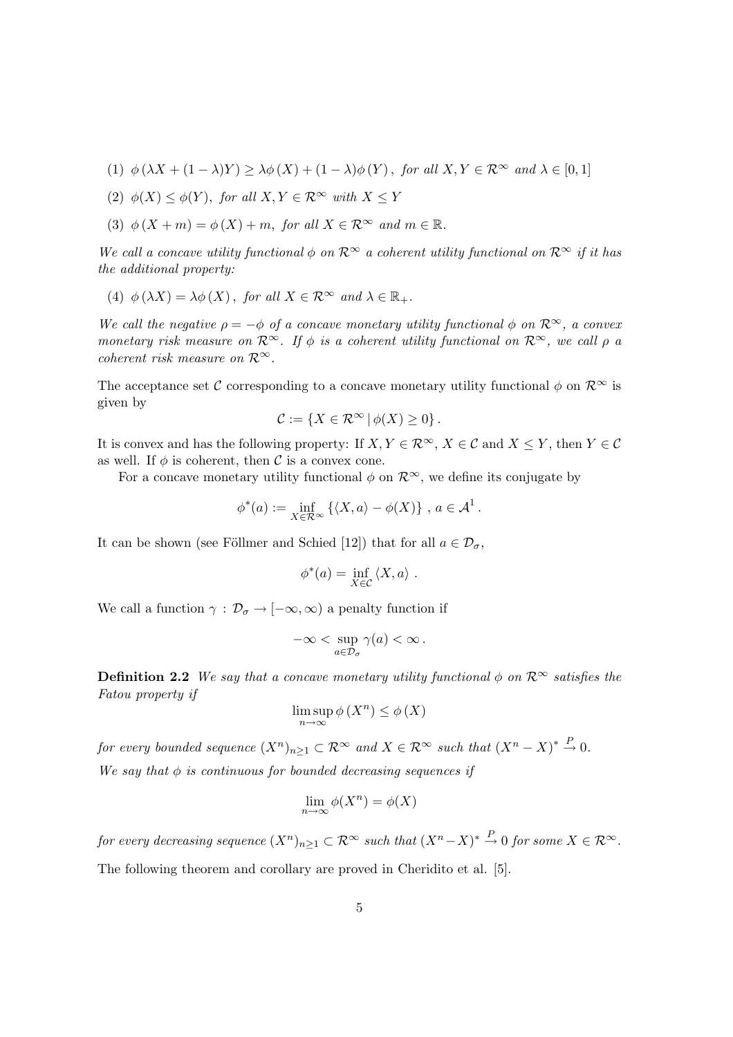(1) $\phi(\lambda X + (1-\lambda)Y) \geq \lambda\phi(X) + (1-\lambda)\phi(Y)$, *for all* $X, Y \in \mathcal{R}^\infty$ *and* $\lambda \in [0,1]$

(2) $\phi(X) \leq \phi(Y)$, *for all* $X, Y \in \mathcal{R}^\infty$ *with* $X \leq Y$

(3) $\phi(X + m) = \phi(X) + m$, *for all* $X \in \mathcal{R}^\infty$ *and* $m \in \mathbb{R}$.

*We call a concave utility functional* $\phi$ *on* $\mathcal{R}^\infty$ *a coherent utility functional on* $\mathcal{R}^\infty$ *if it has the additional property:*

(4) $\phi(\lambda X) = \lambda\phi(X)$, *for all* $X \in \mathcal{R}^\infty$ *and* $\lambda \in \mathbb{R}_+$.

*We call the negative* $\rho = -\phi$ *of a concave monetary utility functional* $\phi$ *on* $\mathcal{R}^\infty$*, a convex monetary risk measure on* $\mathcal{R}^\infty$*. If* $\phi$ *is a coherent utility functional on* $\mathcal{R}^\infty$*, we call* $\rho$ *a coherent risk measure on* $\mathcal{R}^\infty$*.*

The acceptance set $\mathcal{C}$ corresponding to a concave monetary utility functional $\phi$ on $\mathcal{R}^\infty$ is given by

$$\mathcal{C} := \{X \in \mathcal{R}^\infty \mid \phi(X) \geq 0\}.$$

It is convex and has the following property: If $X, Y \in \mathcal{R}^\infty$, $X \in \mathcal{C}$ and $X \leq Y$, then $Y \in \mathcal{C}$ as well. If $\phi$ is coherent, then $\mathcal{C}$ is a convex cone.

For a concave monetary utility functional $\phi$ on $\mathcal{R}^\infty$, we define its conjugate by

$$\phi^*(a) := \inf_{X \in \mathcal{R}^\infty} \{\langle X, a \rangle - \phi(X)\}, \; a \in \mathcal{A}^1.$$

It can be shown (see Föllmer and Schied [12]) that for all $a \in \mathcal{D}_\sigma$,

$$\phi^*(a) = \inf_{X \in \mathcal{C}} \langle X, a \rangle .$$

We call a function $\gamma : \mathcal{D}_\sigma \to [-\infty, \infty)$ a penalty function if

$$-\infty < \sup_{a \in \mathcal{D}_\sigma} \gamma(a) < \infty .$$

**Definition 2.2** *We say that a concave monetary utility functional* $\phi$ *on* $\mathcal{R}^\infty$ *satisfies the Fatou property if*

$$\limsup_{n \to \infty} \phi(X^n) \leq \phi(X)$$

*for every bounded sequence* $(X^n)_{n \geq 1} \subset \mathcal{R}^\infty$ *and* $X \in \mathcal{R}^\infty$ *such that* $(X^n - X)^* \xrightarrow{P} 0$.

*We say that* $\phi$ *is continuous for bounded decreasing sequences if*

$$\lim_{n \to \infty} \phi(X^n) = \phi(X)$$

*for every decreasing sequence* $(X^n)_{n \geq 1} \subset \mathcal{R}^\infty$ *such that* $(X^n - X)^* \xrightarrow{P} 0$ *for some* $X \in \mathcal{R}^\infty$.

The following theorem and corollary are proved in Cheridito et al. [5].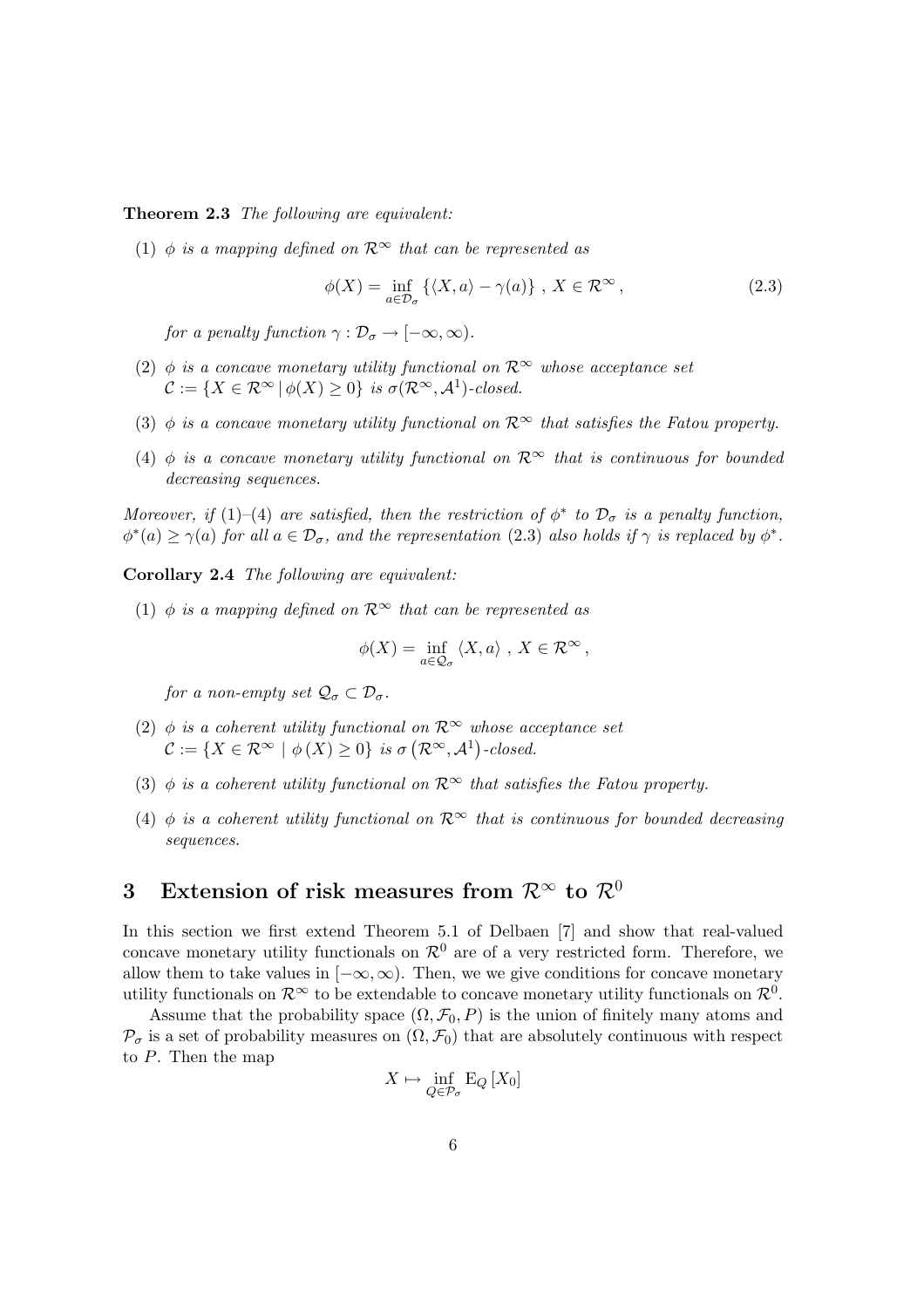**Theorem 2.3** *The following are equivalent:*

(1) $\phi$ *is a mapping defined on* $\mathcal{R}^\infty$ *that can be represented as*

$$\phi(X) = \inf_{a \in \mathcal{D}_\sigma} \left\{ \langle X, a \rangle - \gamma(a) \right\} \, , \, X \in \mathcal{R}^\infty \, , \tag{2.3}$$

*for a penalty function* $\gamma : \mathcal{D}_\sigma \to [-\infty, \infty)$.

(2) $\phi$ *is a concave monetary utility functional on* $\mathcal{R}^\infty$ *whose acceptance set* $\mathcal{C} := \{X \in \mathcal{R}^\infty \mid \phi(X) \geq 0\}$ *is* $\sigma(\mathcal{R}^\infty, \mathcal{A}^1)$*-closed.*

(3) $\phi$ *is a concave monetary utility functional on* $\mathcal{R}^\infty$ *that satisfies the Fatou property.*

(4) $\phi$ *is a concave monetary utility functional on* $\mathcal{R}^\infty$ *that is continuous for bounded decreasing sequences.*

*Moreover, if* (1)*–*(4) *are satisfied, then the restriction of* $\phi^*$ *to* $\mathcal{D}_\sigma$ *is a penalty function,* $\phi^*(a) \geq \gamma(a)$ *for all* $a \in \mathcal{D}_\sigma$*, and the representation* (2.3) *also holds if* $\gamma$ *is replaced by* $\phi^*$*.*

**Corollary 2.4** *The following are equivalent:*

(1) $\phi$ *is a mapping defined on* $\mathcal{R}^\infty$ *that can be represented as*

$$\phi(X) = \inf_{a \in \mathcal{Q}_\sigma} \langle X, a \rangle \, , \, X \in \mathcal{R}^\infty \, ,$$

*for a non-empty set* $\mathcal{Q}_\sigma \subset \mathcal{D}_\sigma$.

(2) $\phi$ *is a coherent utility functional on* $\mathcal{R}^\infty$ *whose acceptance set* $\mathcal{C} := \{X \in \mathcal{R}^\infty \mid \phi(X) \geq 0\}$ *is* $\sigma\left(\mathcal{R}^\infty, \mathcal{A}^1\right)$*-closed.*

(3) $\phi$ *is a coherent utility functional on* $\mathcal{R}^\infty$ *that satisfies the Fatou property.*

(4) $\phi$ *is a coherent utility functional on* $\mathcal{R}^\infty$ *that is continuous for bounded decreasing sequences.*

# 3 Extension of risk measures from $\mathcal{R}^\infty$ to $\mathcal{R}^0$

In this section we first extend Theorem 5.1 of Delbaen [7] and show that real-valued concave monetary utility functionals on $\mathcal{R}^0$ are of a very restricted form. Therefore, we allow them to take values in $[-\infty, \infty)$. Then, we we give conditions for concave monetary utility functionals on $\mathcal{R}^\infty$ to be extendable to concave monetary utility functionals on $\mathcal{R}^0$.

Assume that the probability space $(\Omega, \mathcal{F}_0, P)$ is the union of finitely many atoms and $\mathcal{P}_\sigma$ is a set of probability measures on $(\Omega, \mathcal{F}_0)$ that are absolutely continuous with respect to $P$. Then the map

$$X \mapsto \inf_{Q \in \mathcal{P}_\sigma} \mathrm{E}_Q \left[ X_0 \right]$$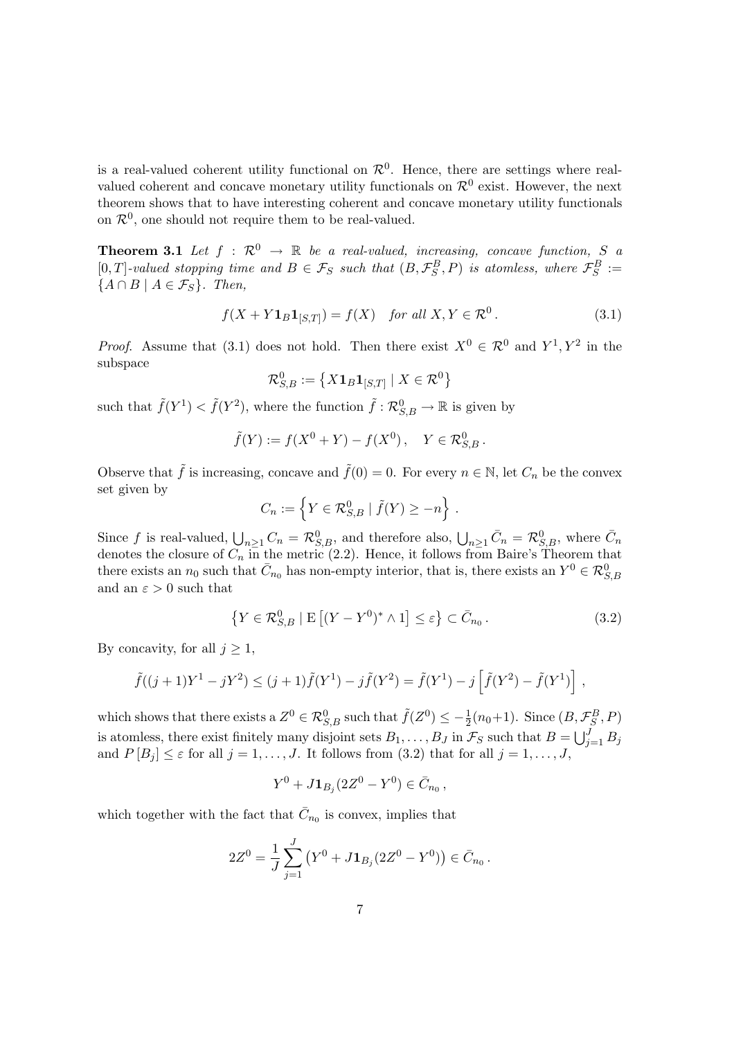is a real-valued coherent utility functional on $\mathcal{R}^0$. Hence, there are settings where real-valued coherent and concave monetary utility functionals on $\mathcal{R}^0$ exist. However, the next theorem shows that to have interesting coherent and concave monetary utility functionals on $\mathcal{R}^0$, one should not require them to be real-valued.

**Theorem 3.1** *Let $f : \mathcal{R}^0 \to \mathbb{R}$ be a real-valued, increasing, concave function, $S$ a $[0,T]$-valued stopping time and $B \in \mathcal{F}_S$ such that $(B, \mathcal{F}_S^B, P)$ is atomless, where $\mathcal{F}_S^B := \{A \cap B \mid A \in \mathcal{F}_S\}$. Then,*

$$f(X + Y \mathbf{1}_B \mathbf{1}_{[S,T]}) = f(X) \quad \textit{for all } X, Y \in \mathcal{R}^0 \,. \tag{3.1}$$

*Proof.* Assume that (3.1) does not hold. Then there exist $X^0 \in \mathcal{R}^0$ and $Y^1, Y^2$ in the subspace

$$\mathcal{R}^0_{S,B} := \left\{ X \mathbf{1}_B \mathbf{1}_{[S,T]} \mid X \in \mathcal{R}^0 \right\}$$

such that $\tilde{f}(Y^1) < \tilde{f}(Y^2)$, where the function $\tilde{f} : \mathcal{R}^0_{S,B} \to \mathbb{R}$ is given by

$$\tilde{f}(Y) := f(X^0 + Y) - f(X^0) \,, \quad Y \in \mathcal{R}^0_{S,B} \,.$$

Observe that $\tilde{f}$ is increasing, concave and $\tilde{f}(0) = 0$. For every $n \in \mathbb{N}$, let $C_n$ be the convex set given by

$$C_n := \left\{ Y \in \mathcal{R}^0_{S,B} \mid \tilde{f}(Y) \geq -n \right\} \,.$$

Since $f$ is real-valued, $\bigcup_{n \geq 1} C_n = \mathcal{R}^0_{S,B}$, and therefore also, $\bigcup_{n \geq 1} \bar{C}_n = \mathcal{R}^0_{S,B}$, where $\bar{C}_n$ denotes the closure of $C_n$ in the metric (2.2). Hence, it follows from Baire's Theorem that there exists an $n_0$ such that $\bar{C}_{n_0}$ has non-empty interior, that is, there exists an $Y^0 \in \mathcal{R}^0_{S,B}$ and an $\varepsilon > 0$ such that

$$\left\{ Y \in \mathcal{R}^0_{S,B} \mid \mathrm{E}\left[ (Y - Y^0)^* \wedge 1 \right] \leq \varepsilon \right\} \subset \bar{C}_{n_0} \,. \tag{3.2}$$

By concavity, for all $j \geq 1$,

$$\tilde{f}((j+1)Y^1 - jY^2) \leq (j+1)\tilde{f}(Y^1) - j\tilde{f}(Y^2) = \tilde{f}(Y^1) - j\left[ \tilde{f}(Y^2) - \tilde{f}(Y^1) \right] \,,$$

which shows that there exists a $Z^0 \in \mathcal{R}^0_{S,B}$ such that $\tilde{f}(Z^0) \leq -\frac{1}{2}(n_0+1)$. Since $(B, \mathcal{F}_S^B, P)$ is atomless, there exist finitely many disjoint sets $B_1, \dots, B_J$ in $\mathcal{F}_S$ such that $B = \bigcup_{j=1}^J B_j$ and $P[B_j] \leq \varepsilon$ for all $j = 1, \dots, J$. It follows from (3.2) that for all $j = 1, \dots, J$,

$$Y^0 + J \mathbf{1}_{B_j} (2Z^0 - Y^0) \in \bar{C}_{n_0} \,,$$

which together with the fact that $\bar{C}_{n_0}$ is convex, implies that

$$2Z^0 = \frac{1}{J} \sum_{j=1}^J \left( Y^0 + J \mathbf{1}_{B_j} (2Z^0 - Y^0) \right) \in \bar{C}_{n_0} \,.$$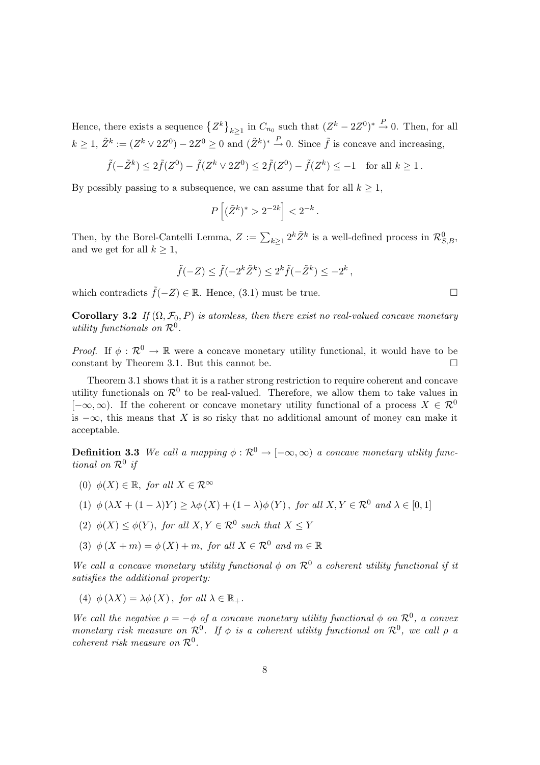Hence, there exists a sequence $\{Z^k\}_{k\geq 1}$ in $C_{n_0}$ such that $(Z^k - 2Z^0)^* \xrightarrow{P} 0$. Then, for all $k \geq 1$, $\tilde{Z}^k := (Z^k \vee 2Z^0) - 2Z^0 \geq 0$ and $(\tilde{Z}^k)^* \xrightarrow{P} 0$. Since $\tilde{f}$ is concave and increasing,

$$\tilde{f}(-\tilde{Z}^k) \leq 2\tilde{f}(Z^0) - \tilde{f}(Z^k \vee 2Z^0) \leq 2\tilde{f}(Z^0) - \tilde{f}(Z^k) \leq -1 \quad \text{for all } k \geq 1\,.$$

By possibly passing to a subsequence, we can assume that for all $k \geq 1$,

$$P\left[(\tilde{Z}^k)^* > 2^{-2k}\right] < 2^{-k}\,.$$

Then, by the Borel-Cantelli Lemma, $Z := \sum_{k\geq 1} 2^k \tilde{Z}^k$ is a well-defined process in $\mathcal{R}^0_{S,B}$, and we get for all $k \geq 1$,

$$\tilde{f}(-Z) \leq \tilde{f}(-2^k\tilde{Z}^k) \leq 2^k \tilde{f}(-\tilde{Z}^k) \leq -2^k\,,$$

which contradicts $\tilde{f}(-Z) \in \mathbb{R}$. Hence, (3.1) must be true. $\square$

**Corollary 3.2** *If $(\Omega, \mathcal{F}_0, P)$ is atomless, then there exist no real-valued concave monetary utility functionals on $\mathcal{R}^0$.*

*Proof.* If $\phi : \mathcal{R}^0 \to \mathbb{R}$ were a concave monetary utility functional, it would have to be constant by Theorem 3.1. But this cannot be. $\square$

Theorem 3.1 shows that it is a rather strong restriction to require coherent and concave utility functionals on $\mathcal{R}^0$ to be real-valued. Therefore, we allow them to take values in $[-\infty, \infty)$. If the coherent or concave monetary utility functional of a process $X \in \mathcal{R}^0$ is $-\infty$, this means that $X$ is so risky that no additional amount of money can make it acceptable.

**Definition 3.3** *We call a mapping $\phi : \mathcal{R}^0 \to [-\infty, \infty)$ a concave monetary utility functional on $\mathcal{R}^0$ if*

(0) $\phi(X) \in \mathbb{R}$, *for all $X \in \mathcal{R}^\infty$*

(1) $\phi(\lambda X + (1-\lambda)Y) \geq \lambda\phi(X) + (1-\lambda)\phi(Y)$, *for all $X, Y \in \mathcal{R}^0$ and $\lambda \in [0,1]$*

(2) $\phi(X) \leq \phi(Y)$, *for all $X, Y \in \mathcal{R}^0$ such that $X \leq Y$*

(3) $\phi(X + m) = \phi(X) + m$, *for all $X \in \mathcal{R}^0$ and $m \in \mathbb{R}$*

*We call a concave monetary utility functional $\phi$ on $\mathcal{R}^0$ a coherent utility functional if it satisfies the additional property:*

(4) $\phi(\lambda X) = \lambda\phi(X)$, *for all $\lambda \in \mathbb{R}_+$.*

*We call the negative $\rho = -\phi$ of a concave monetary utility functional $\phi$ on $\mathcal{R}^0$, a convex monetary risk measure on $\mathcal{R}^0$. If $\phi$ is a coherent utility functional on $\mathcal{R}^0$, we call $\rho$ a coherent risk measure on $\mathcal{R}^0$.*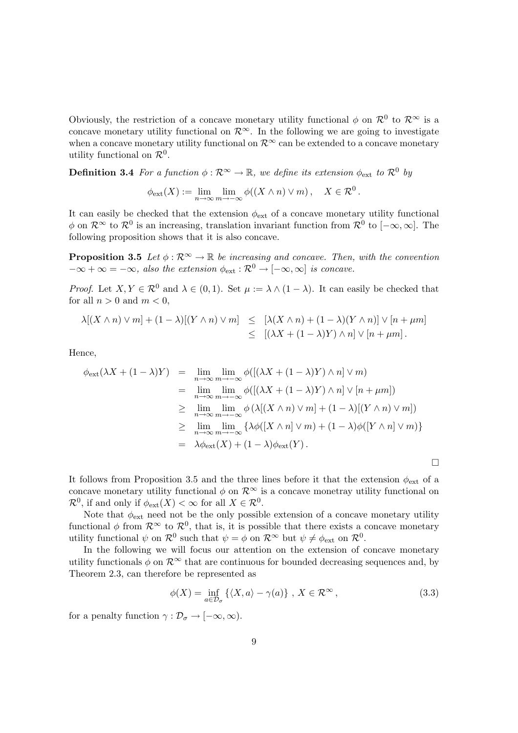Obviously, the restriction of a concave monetary utility functional $\phi$ on $\mathcal{R}^0$ to $\mathcal{R}^\infty$ is a concave monetary utility functional on $\mathcal{R}^\infty$. In the following we are going to investigate when a concave monetary utility functional on $\mathcal{R}^\infty$ can be extended to a concave monetary utility functional on $\mathcal{R}^0$.

**Definition 3.4** *For a function $\phi : \mathcal{R}^\infty \to \mathbb{R}$, we define its extension $\phi_{\mathrm{ext}}$ to $\mathcal{R}^0$ by*

$$\phi_{\mathrm{ext}}(X) := \lim_{n\to\infty} \lim_{m\to-\infty} \phi((X \wedge n) \vee m)\,, \quad X \in \mathcal{R}^0\,.$$

It can easily be checked that the extension $\phi_{\mathrm{ext}}$ of a concave monetary utility functional $\phi$ on $\mathcal{R}^\infty$ to $\mathcal{R}^0$ is an increasing, translation invariant function from $\mathcal{R}^0$ to $[-\infty, \infty]$. The following proposition shows that it is also concave.

**Proposition 3.5** *Let $\phi : \mathcal{R}^\infty \to \mathbb{R}$ be increasing and concave. Then, with the convention $-\infty + \infty = -\infty$, also the extension $\phi_{\mathrm{ext}} : \mathcal{R}^0 \to [-\infty, \infty]$ is concave.*

*Proof.* Let $X, Y \in \mathcal{R}^0$ and $\lambda \in (0,1)$. Set $\mu := \lambda \wedge (1-\lambda)$. It can easily be checked that for all $n > 0$ and $m < 0$,

$$\begin{aligned}
\lambda[(X \wedge n) \vee m] + (1-\lambda)[(Y \wedge n) \vee m] &\leq [\lambda(X \wedge n) + (1-\lambda)(Y \wedge n)] \vee [n + \mu m] \\
&\leq [(\lambda X + (1-\lambda)Y) \wedge n] \vee [n + \mu m]\,.
\end{aligned}$$

Hence,

$$\begin{aligned}
\phi_{\mathrm{ext}}(\lambda X + (1-\lambda)Y) &= \lim_{n\to\infty} \lim_{m\to-\infty} \phi([(\lambda X + (1-\lambda)Y) \wedge n] \vee m) \\
&= \lim_{n\to\infty} \lim_{m\to-\infty} \phi([(\lambda X + (1-\lambda)Y) \wedge n] \vee [n + \mu m]) \\
&\geq \lim_{n\to\infty} \lim_{m\to-\infty} \phi\left(\lambda[(X \wedge n) \vee m] + (1-\lambda)[(Y \wedge n) \vee m]\right) \\
&\geq \lim_{n\to\infty} \lim_{m\to-\infty} \left\{\lambda\phi([X \wedge n] \vee m) + (1-\lambda)\phi([Y \wedge n] \vee m)\right\} \\
&= \lambda\phi_{\mathrm{ext}}(X) + (1-\lambda)\phi_{\mathrm{ext}}(Y)\,.
\end{aligned}$$

□

It follows from Proposition 3.5 and the three lines before it that the extension $\phi_{\mathrm{ext}}$ of a concave monetary utility functional $\phi$ on $\mathcal{R}^\infty$ is a concave monetray utility functional on $\mathcal{R}^0$, if and only if $\phi_{\mathrm{ext}}(X) < \infty$ for all $X \in \mathcal{R}^0$.

Note that $\phi_{\mathrm{ext}}$ need not be the only possible extension of a concave monetary utility functional $\phi$ from $\mathcal{R}^\infty$ to $\mathcal{R}^0$, that is, it is possible that there exists a concave monetary utility functional $\psi$ on $\mathcal{R}^0$ such that $\psi = \phi$ on $\mathcal{R}^\infty$ but $\psi \neq \phi_{\mathrm{ext}}$ on $\mathcal{R}^0$.

In the following we will focus our attention on the extension of concave monetary utility functionals $\phi$ on $\mathcal{R}^\infty$ that are continuous for bounded decreasing sequences and, by Theorem 2.3, can therefore be represented as

$$\phi(X) = \inf_{a \in \mathcal{D}_\sigma} \left\{\langle X, a\rangle - \gamma(a)\right\}\,,\; X \in \mathcal{R}^\infty\,, \tag{3.3}$$

for a penalty function $\gamma : \mathcal{D}_\sigma \to [-\infty, \infty)$.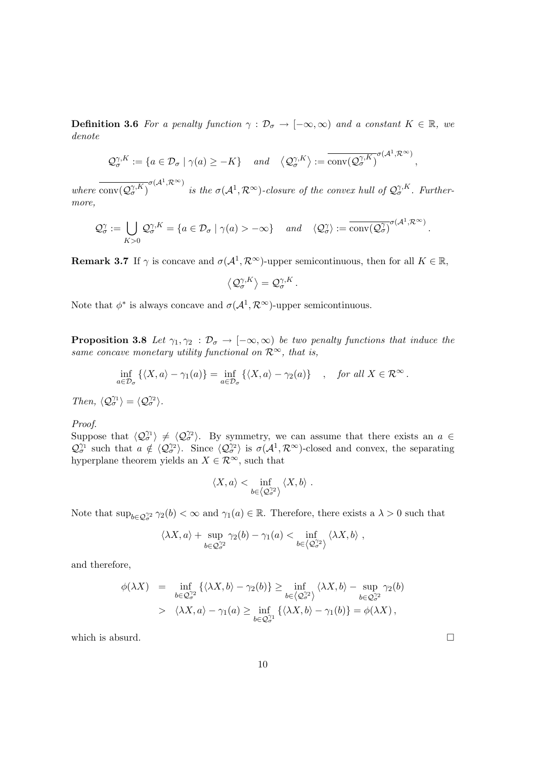**Definition 3.6** *For a penalty function $\gamma : \mathcal{D}_\sigma \to [-\infty, \infty)$ and a constant $K \in \mathbb{R}$, we denote*

$$\mathcal{Q}_\sigma^{\gamma,K} := \{a \in \mathcal{D}_\sigma \mid \gamma(a) \geq -K\} \quad \text{and} \quad \left\langle \mathcal{Q}_\sigma^{\gamma,K} \right\rangle := \overline{\operatorname{conv}(\mathcal{Q}_\sigma^{\gamma,K})}^{\sigma(\mathcal{A}^1, \mathcal{R}^\infty)},$$

*where $\overline{\operatorname{conv}(\mathcal{Q}_\sigma^{\gamma,K})}^{\sigma(\mathcal{A}^1, \mathcal{R}^\infty)}$ is the $\sigma(\mathcal{A}^1, \mathcal{R}^\infty)$-closure of the convex hull of $\mathcal{Q}_\sigma^{\gamma,K}$. Furthermore,*

$$\mathcal{Q}_\sigma^{\gamma} := \bigcup_{K>0} \mathcal{Q}_\sigma^{\gamma,K} = \{a \in \mathcal{D}_\sigma \mid \gamma(a) > -\infty\} \quad \text{and} \quad \langle \mathcal{Q}_\sigma^{\gamma} \rangle := \overline{\operatorname{conv}(\mathcal{Q}_\sigma^{\gamma})}^{\sigma(\mathcal{A}^1, \mathcal{R}^\infty)}.$$

**Remark 3.7** If $\gamma$ is concave and $\sigma(\mathcal{A}^1, \mathcal{R}^\infty)$-upper semicontinuous, then for all $K \in \mathbb{R}$,

$$\left\langle \mathcal{Q}_\sigma^{\gamma,K} \right\rangle = \mathcal{Q}_\sigma^{\gamma,K}.$$

Note that $\phi^*$ is always concave and $\sigma(\mathcal{A}^1, \mathcal{R}^\infty)$-upper semicontinuous.

**Proposition 3.8** *Let $\gamma_1, \gamma_2 : \mathcal{D}_\sigma \to [-\infty, \infty)$ be two penalty functions that induce the same concave monetary utility functional on $\mathcal{R}^\infty$, that is,*

$$\inf_{a \in \mathcal{D}_\sigma} \{\langle X, a \rangle - \gamma_1(a)\} = \inf_{a \in \mathcal{D}_\sigma} \{\langle X, a \rangle - \gamma_2(a)\} \quad , \quad \text{for all } X \in \mathcal{R}^\infty.$$

*Then, $\langle \mathcal{Q}_\sigma^{\gamma_1} \rangle = \langle \mathcal{Q}_\sigma^{\gamma_2} \rangle$.*

*Proof.*
Suppose that $\langle \mathcal{Q}_\sigma^{\gamma_1} \rangle \neq \langle \mathcal{Q}_\sigma^{\gamma_2} \rangle$. By symmetry, we can assume that there exists an $a \in \mathcal{Q}_\sigma^{\gamma_1}$ such that $a \notin \langle \mathcal{Q}_\sigma^{\gamma_2} \rangle$. Since $\langle \mathcal{Q}_\sigma^{\gamma_2} \rangle$ is $\sigma(\mathcal{A}^1, \mathcal{R}^\infty)$-closed and convex, the separating hyperplane theorem yields an $X \in \mathcal{R}^\infty$, such that

$$\langle X, a \rangle < \inf_{b \in \langle \mathcal{Q}_\sigma^{\gamma_2} \rangle} \langle X, b \rangle.$$

Note that $\sup_{b \in \mathcal{Q}_\sigma^{\gamma_2}} \gamma_2(b) < \infty$ and $\gamma_1(a) \in \mathbb{R}$. Therefore, there exists a $\lambda > 0$ such that

$$\langle \lambda X, a \rangle + \sup_{b \in \mathcal{Q}_\sigma^{\gamma_2}} \gamma_2(b) - \gamma_1(a) < \inf_{b \in \langle \mathcal{Q}_\sigma^{\gamma_2} \rangle} \langle \lambda X, b \rangle,$$

and therefore,

$$\begin{aligned}
\phi(\lambda X) &= \inf_{b \in \mathcal{Q}_\sigma^{\gamma_2}} \{\langle \lambda X, b \rangle - \gamma_2(b)\} \geq \inf_{b \in \langle \mathcal{Q}_\sigma^{\gamma_2} \rangle} \langle \lambda X, b \rangle - \sup_{b \in \mathcal{Q}_\sigma^{\gamma_2}} \gamma_2(b) \\
&> \langle \lambda X, a \rangle - \gamma_1(a) \geq \inf_{b \in \mathcal{Q}_\sigma^{\gamma_1}} \{\langle \lambda X, b \rangle - \gamma_1(b)\} = \phi(\lambda X),
\end{aligned}$$

which is absurd. $\square$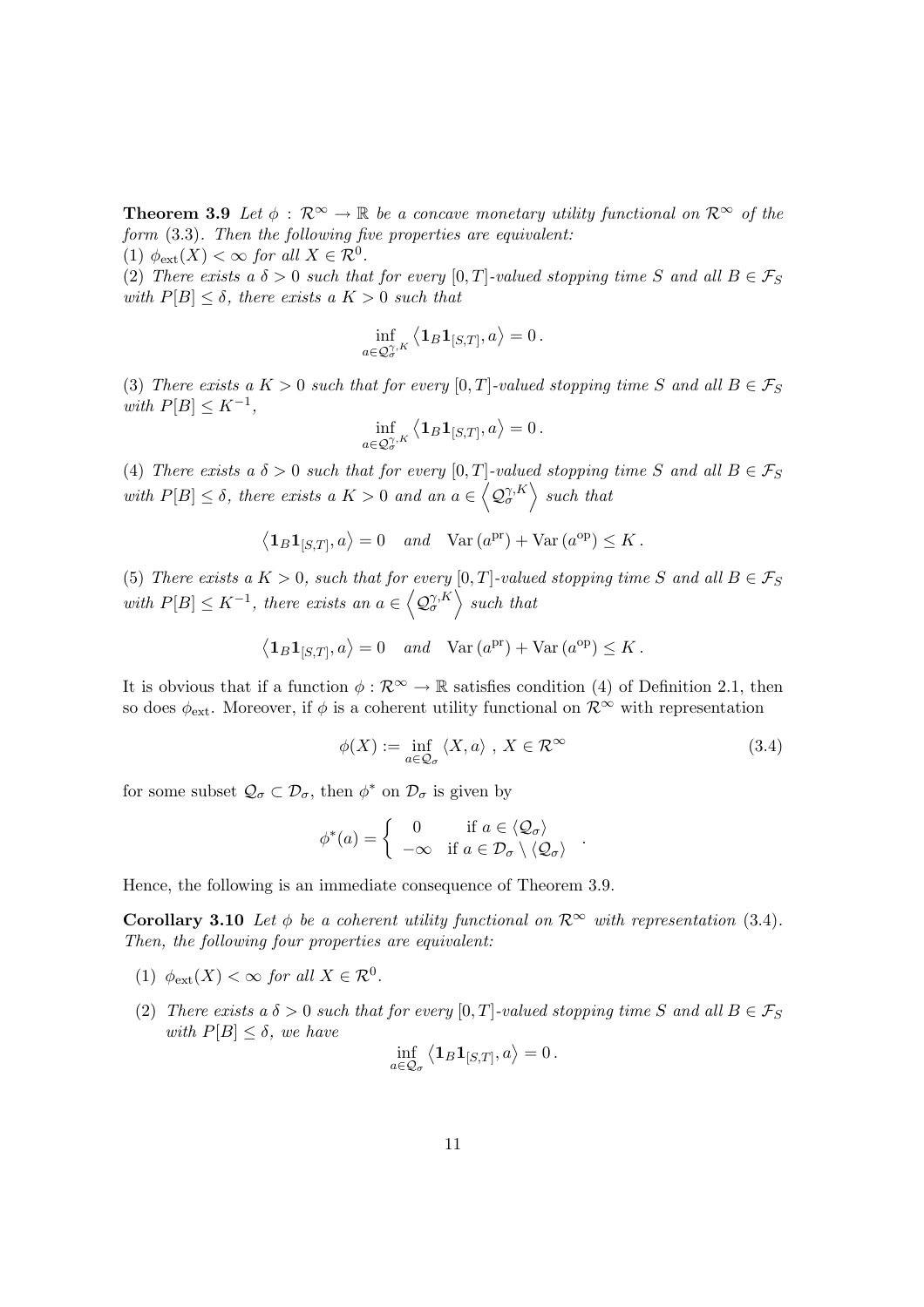**Theorem 3.9** *Let $\phi : \mathcal{R}^\infty \to \mathbb{R}$ be a concave monetary utility functional on $\mathcal{R}^\infty$ of the form* (3.3). *Then the following five properties are equivalent:*
(1) $\phi_{\text{ext}}(X) < \infty$ *for all* $X \in \mathcal{R}^0$.
(2) *There exists a* $\delta > 0$ *such that for every* $[0,T]$*-valued stopping time* $S$ *and all* $B \in \mathcal{F}_S$ *with* $P[B] \leq \delta$, *there exists a* $K > 0$ *such that*

$$\inf_{a \in \mathcal{Q}_\sigma^{\gamma,K}} \left\langle \mathbf{1}_B \mathbf{1}_{[S,T]}, a \right\rangle = 0 \,.$$

(3) *There exists a* $K > 0$ *such that for every* $[0,T]$*-valued stopping time* $S$ *and all* $B \in \mathcal{F}_S$ *with* $P[B] \leq K^{-1}$,

$$\inf_{a \in \mathcal{Q}_\sigma^{\gamma,K}} \left\langle \mathbf{1}_B \mathbf{1}_{[S,T]}, a \right\rangle = 0 \,.$$

(4) *There exists a* $\delta > 0$ *such that for every* $[0,T]$*-valued stopping time* $S$ *and all* $B \in \mathcal{F}_S$ *with* $P[B] \leq \delta$, *there exists a* $K > 0$ *and an* $a \in \left\langle \mathcal{Q}_\sigma^{\gamma,K} \right\rangle$ *such that*

$$\left\langle \mathbf{1}_B \mathbf{1}_{[S,T]}, a \right\rangle = 0 \quad \textit{and} \quad \operatorname{Var}\left(a^{\text{pr}}\right) + \operatorname{Var}\left(a^{\text{op}}\right) \leq K \,.$$

(5) *There exists a* $K > 0$, *such that for every* $[0,T]$*-valued stopping time* $S$ *and all* $B \in \mathcal{F}_S$ *with* $P[B] \leq K^{-1}$, *there exists an* $a \in \left\langle \mathcal{Q}_\sigma^{\gamma,K} \right\rangle$ *such that*

$$\left\langle \mathbf{1}_B \mathbf{1}_{[S,T]}, a \right\rangle = 0 \quad \textit{and} \quad \operatorname{Var}\left(a^{\text{pr}}\right) + \operatorname{Var}\left(a^{\text{op}}\right) \leq K \,.$$

It is obvious that if a function $\phi : \mathcal{R}^\infty \to \mathbb{R}$ satisfies condition (4) of Definition 2.1, then so does $\phi_{\text{ext}}$. Moreover, if $\phi$ is a coherent utility functional on $\mathcal{R}^\infty$ with representation

$$\phi(X) := \inf_{a \in \mathcal{Q}_\sigma} \langle X, a \rangle \ , \ X \in \mathcal{R}^\infty \tag{3.4}$$

for some subset $\mathcal{Q}_\sigma \subset \mathcal{D}_\sigma$, then $\phi^*$ on $\mathcal{D}_\sigma$ is given by

$$\phi^*(a) = \begin{cases} 0 & \text{if } a \in \langle \mathcal{Q}_\sigma \rangle \\ -\infty & \text{if } a \in \mathcal{D}_\sigma \setminus \langle \mathcal{Q}_\sigma \rangle \end{cases} \,.$$

Hence, the following is an immediate consequence of Theorem 3.9.

**Corollary 3.10** *Let* $\phi$ *be a coherent utility functional on* $\mathcal{R}^\infty$ *with representation* (3.4). *Then, the following four properties are equivalent:*

(1) $\phi_{\text{ext}}(X) < \infty$ *for all* $X \in \mathcal{R}^0$.

(2) *There exists a* $\delta > 0$ *such that for every* $[0,T]$*-valued stopping time* $S$ *and all* $B \in \mathcal{F}_S$ *with* $P[B] \leq \delta$, *we have*

$$\inf_{a \in \mathcal{Q}_\sigma} \left\langle \mathbf{1}_B \mathbf{1}_{[S,T]}, a \right\rangle = 0 \,.$$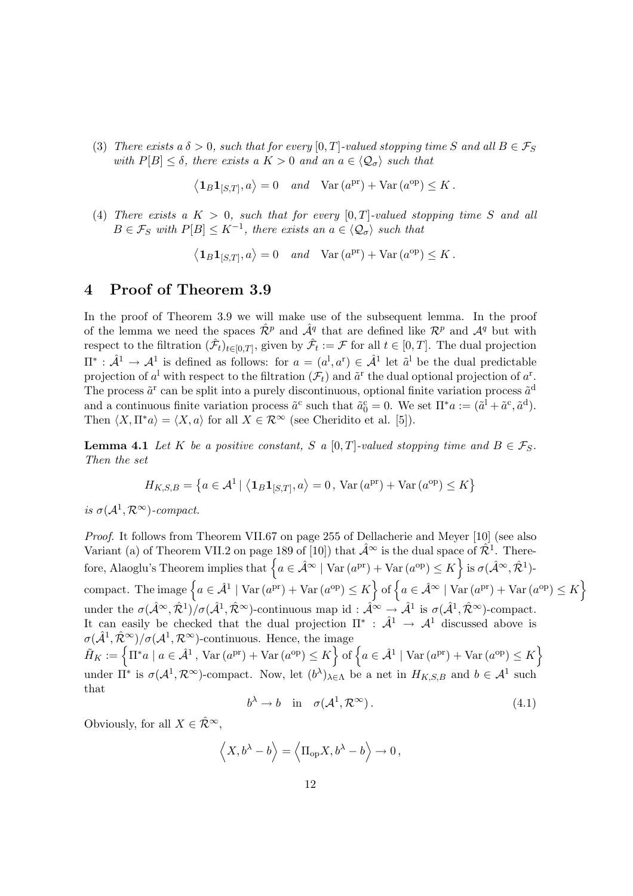(3) *There exists a $\delta > 0$, such that for every $[0,T]$-valued stopping time $S$ and all $B \in \mathcal{F}_S$ with $P[B] \leq \delta$, there exists a $K > 0$ and an $a \in \langle \mathcal{Q}_\sigma \rangle$ such that*

$$\left\langle \mathbf{1}_B \mathbf{1}_{[S,T]}, a \right\rangle = 0 \quad \textit{and} \quad \mathrm{Var}\,(a^{\mathrm{pr}}) + \mathrm{Var}\,(a^{\mathrm{op}}) \leq K\,.$$

(4) *There exists a $K > 0$, such that for every $[0,T]$-valued stopping time $S$ and all $B \in \mathcal{F}_S$ with $P[B] \leq K^{-1}$, there exists an $a \in \langle \mathcal{Q}_\sigma \rangle$ such that*

$$\left\langle \mathbf{1}_B \mathbf{1}_{[S,T]}, a \right\rangle = 0 \quad \textit{and} \quad \mathrm{Var}\,(a^{\mathrm{pr}}) + \mathrm{Var}\,(a^{\mathrm{op}}) \leq K\,.$$

# 4 Proof of Theorem 3.9

In the proof of Theorem 3.9 we will make use of the subsequent lemma. In the proof of the lemma we need the spaces $\hat{\mathcal{R}}^p$ and $\hat{\mathcal{A}}^q$ that are defined like $\mathcal{R}^p$ and $\mathcal{A}^q$ but with respect to the filtration $(\hat{\mathcal{F}}_t)_{t \in [0,T]}$, given by $\hat{\mathcal{F}}_t := \mathcal{F}$ for all $t \in [0,T]$. The dual projection $\Pi^* : \hat{\mathcal{A}}^1 \to \mathcal{A}^1$ is defined as follows: for $a = (a^{\mathrm{l}}, a^{\mathrm{r}}) \in \hat{\mathcal{A}}^1$ let $\tilde{a}^{\mathrm{l}}$ be the dual predictable projection of $a^{\mathrm{l}}$ with respect to the filtration $(\mathcal{F}_t)$ and $\tilde{a}^{\mathrm{r}}$ the dual optional projection of $a^{\mathrm{r}}$. The process $\tilde{a}^{\mathrm{r}}$ can be split into a purely discontinuous, optional finite variation process $\tilde{a}^{\mathrm{d}}$ and a continuous finite variation process $\tilde{a}^{\mathrm{c}}$ such that $\tilde{a}^{\mathrm{c}}_0 = 0$. We set $\Pi^* a := (\tilde{a}^{\mathrm{l}} + \tilde{a}^{\mathrm{c}}, \tilde{a}^{\mathrm{d}})$. Then $\langle X, \Pi^* a \rangle = \langle X, a \rangle$ for all $X \in \mathcal{R}^\infty$ (see Cheridito et al. [5]).

**Lemma 4.1** *Let $K$ be a positive constant, $S$ a $[0,T]$-valued stopping time and $B \in \mathcal{F}_S$. Then the set*

$$H_{K,S,B} = \left\{ a \in \mathcal{A}^1 \mid \left\langle \mathbf{1}_B \mathbf{1}_{[S,T]}, a \right\rangle = 0\,,\, \mathrm{Var}\,(a^{\mathrm{pr}}) + \mathrm{Var}\,(a^{\mathrm{op}}) \leq K \right\}$$

*is $\sigma(\mathcal{A}^1, \mathcal{R}^\infty)$-compact.*

*Proof.* It follows from Theorem VII.67 on page 255 of Dellacherie and Meyer [10] (see also Variant (a) of Theorem VII.2 on page 189 of [10]) that $\hat{\mathcal{A}}^\infty$ is the dual space of $\hat{\mathcal{R}}^1$. Therefore, Alaoglu's Theorem implies that $\left\{ a \in \hat{\mathcal{A}}^\infty \mid \mathrm{Var}\,(a^{\mathrm{pr}}) + \mathrm{Var}\,(a^{\mathrm{op}}) \leq K \right\}$ is $\sigma(\hat{\mathcal{A}}^\infty, \hat{\mathcal{R}}^1)$-compact. The image $\left\{ a \in \hat{\mathcal{A}}^1 \mid \mathrm{Var}\,(a^{\mathrm{pr}}) + \mathrm{Var}\,(a^{\mathrm{op}}) \leq K \right\}$ of $\left\{ a \in \hat{\mathcal{A}}^\infty \mid \mathrm{Var}\,(a^{\mathrm{pr}}) + \mathrm{Var}\,(a^{\mathrm{op}}) \leq K \right\}$ under the $\sigma(\hat{\mathcal{A}}^\infty, \hat{\mathcal{R}}^1)/\sigma(\hat{\mathcal{A}}^1, \hat{\mathcal{R}}^\infty)$-continuous map $\mathrm{id} : \hat{\mathcal{A}}^\infty \to \hat{\mathcal{A}}^1$ is $\sigma(\hat{\mathcal{A}}^1, \hat{\mathcal{R}}^\infty)$-compact. It can easily be checked that the dual projection $\Pi^* : \hat{\mathcal{A}}^1 \to \mathcal{A}^1$ discussed above is $\sigma(\hat{\mathcal{A}}^1, \hat{\mathcal{R}}^\infty)/\sigma(\mathcal{A}^1, \mathcal{R}^\infty)$-continuous. Hence, the image $\tilde{H}_K := \left\{ \Pi^* a \mid a \in \hat{\mathcal{A}}^1\,,\, \mathrm{Var}\,(a^{\mathrm{pr}}) + \mathrm{Var}\,(a^{\mathrm{op}}) \leq K \right\}$ of $\left\{ a \in \hat{\mathcal{A}}^1 \mid \mathrm{Var}\,(a^{\mathrm{pr}}) + \mathrm{Var}\,(a^{\mathrm{op}}) \leq K \right\}$ under $\Pi^*$ is $\sigma(\mathcal{A}^1, \mathcal{R}^\infty)$-compact. Now, let $(b^\lambda)_{\lambda \in \Lambda}$ be a net in $H_{K,S,B}$ and $b \in \mathcal{A}^1$ such that

$$b^\lambda \to b \quad \text{in} \quad \sigma(\mathcal{A}^1, \mathcal{R}^\infty)\,. \tag{4.1}$$

Obviously, for all $X \in \hat{\mathcal{R}}^\infty$,

$$\left\langle X, b^\lambda - b \right\rangle = \left\langle \Pi_{\mathrm{op}} X, b^\lambda - b \right\rangle \to 0\,,$$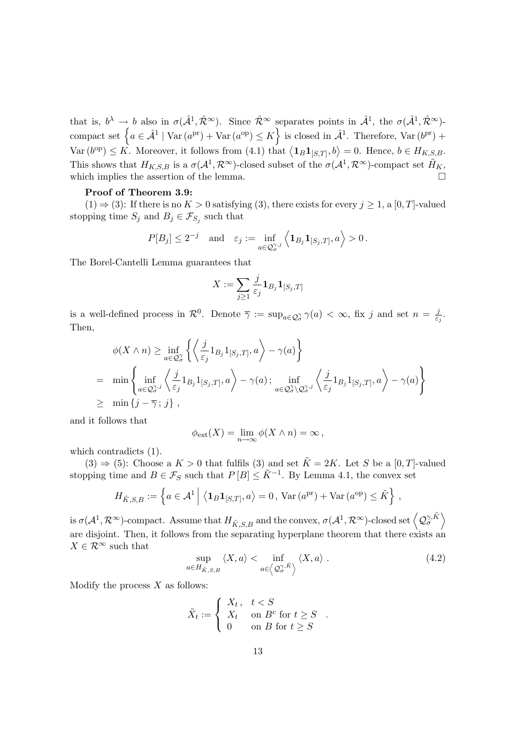that is, $b^\lambda \to b$ also in $\sigma(\hat{\mathcal{A}}^1, \hat{\mathcal{R}}^\infty)$. Since $\hat{\mathcal{R}}^\infty$ separates points in $\hat{\mathcal{A}}^1$, the $\sigma(\hat{\mathcal{A}}^1, \hat{\mathcal{R}}^\infty)$-compact set $\left\{ a \in \hat{\mathcal{A}}^1 \mid \mathrm{Var}\,(a^{\mathrm{pr}}) + \mathrm{Var}\,(a^{\mathrm{op}}) \le K \right\}$ is closed in $\hat{\mathcal{A}}^1$. Therefore, $\mathrm{Var}\,(b^{\mathrm{pr}}) + \mathrm{Var}\,(b^{\mathrm{op}}) \le K$. Moreover, it follows from (4.1) that $\left\langle \mathbf{1}_B \mathbf{1}_{[S,T]}, b \right\rangle = 0$. Hence, $b \in H_{K,S,B}$. This shows that $H_{K,S,B}$ is a $\sigma(\mathcal{A}^1, \mathcal{R}^\infty)$-closed subset of the $\sigma(\mathcal{A}^1, \mathcal{R}^\infty)$-compact set $\tilde{H}_K$, which implies the assertion of the lemma. $\square$

**Proof of Theorem 3.9:**

(1) $\Rightarrow$ (3): If there is no $K > 0$ satisfying (3), there exists for every $j \ge 1$, a $[0,T]$-valued stopping time $S_j$ and $B_j \in \mathcal{F}_{S_j}$ such that

$$P[B_j] \le 2^{-j} \quad \text{and} \quad \varepsilon_j := \inf_{a \in \mathcal{Q}_\sigma^{\gamma,j}} \left\langle \mathbf{1}_{B_j} \mathbf{1}_{[S_j,T]}, a \right\rangle > 0 \,.$$

The Borel-Cantelli Lemma guarantees that

$$X := \sum_{j \ge 1} \frac{j}{\varepsilon_j} \mathbf{1}_{B_j} \mathbf{1}_{[S_j,T]}$$

is a well-defined process in $\mathcal{R}^0$. Denote $\overline{\gamma} := \sup_{a \in \mathcal{Q}_\sigma^\gamma} \gamma(a) < \infty$, fix $j$ and set $n = \frac{j}{\varepsilon_j}$. Then,

$$\begin{aligned}
& \phi(X \wedge n) \ge \inf_{a \in \mathcal{Q}_\sigma^\gamma} \left\{ \left\langle \frac{j}{\varepsilon_j} 1_{B_j} 1_{[S_j,T]}, a \right\rangle - \gamma(a) \right\} \\
= \; & \min \left\{ \inf_{a \in \mathcal{Q}_\sigma^{\gamma,j}} \left\langle \frac{j}{\varepsilon_j} 1_{B_j} 1_{[S_j,T]}, a \right\rangle - \gamma(a) \, ; \inf_{a \in \mathcal{Q}_\sigma^\gamma \setminus \mathcal{Q}_\sigma^{\gamma,j}} \left\langle \frac{j}{\varepsilon_j} 1_{B_j} 1_{[S_j,T]}, a \right\rangle - \gamma(a) \right\} \\
\ge \; & \min \left\{ j - \overline{\gamma} \, ; \, j \right\} \,,
\end{aligned}$$

and it follows that

$$\phi_{\mathrm{ext}}(X) = \lim_{n \to \infty} \phi(X \wedge n) = \infty \,,$$

which contradicts (1).

(3) $\Rightarrow$ (5): Choose a $K > 0$ that fulfils (3) and set $\tilde{K} = 2K$. Let $S$ be a $[0,T]$-valued stopping time and $B \in \mathcal{F}_S$ such that $P[B] \le \tilde{K}^{-1}$. By Lemma 4.1, the convex set

$$H_{\tilde{K},S,B} := \left\{ a \in \mathcal{A}^1 \,\middle|\, \left\langle \mathbf{1}_B \mathbf{1}_{[S,T]}, a \right\rangle = 0 \,,\, \mathrm{Var}\,(a^{\mathrm{pr}}) + \mathrm{Var}\,(a^{\mathrm{op}}) \le \tilde{K} \right\} \,,$$

is $\sigma(\mathcal{A}^1, \mathcal{R}^\infty)$-compact. Assume that $H_{\tilde{K},S,B}$ and the convex, $\sigma(\mathcal{A}^1, \mathcal{R}^\infty)$-closed set $\left\langle \mathcal{Q}_\sigma^{\gamma,\tilde{K}} \right\rangle$ are disjoint. Then, it follows from the separating hyperplane theorem that there exists an $X \in \mathcal{R}^\infty$ such that

$$\sup_{a \in H_{\tilde{K},S,B}} \langle X, a \rangle < \inf_{a \in \left\langle \mathcal{Q}_\sigma^{\gamma,\tilde{K}} \right\rangle} \langle X, a \rangle \,. \tag{4.2}$$

Modify the process $X$ as follows:

$$\tilde{X}_t := \begin{cases} X_t \,, & t < S \\ X_t & \text{on } B^c \text{ for } t \ge S \\ 0 & \text{on } B \text{ for } t \ge S \end{cases} \,.$$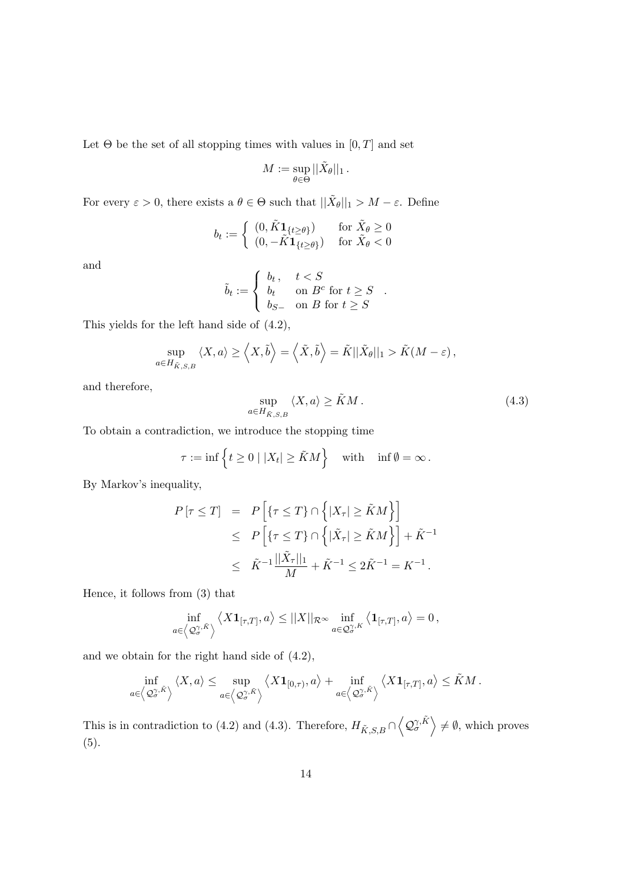Let $\Theta$ be the set of all stopping times with values in $[0,T]$ and set

$$M := \sup_{\theta \in \Theta} ||\tilde{X}_\theta||_1 .$$

For every $\varepsilon > 0$, there exists a $\theta \in \Theta$ such that $||\tilde{X}_\theta||_1 > M - \varepsilon$. Define

$$b_t := \begin{cases} (0, \tilde{K}\mathbf{1}_{\{t \geq \theta\}}) & \text{for } \tilde{X}_\theta \geq 0 \\ (0, -\tilde{K}\mathbf{1}_{\{t \geq \theta\}}) & \text{for } \tilde{X}_\theta < 0 \end{cases}$$

and

$$\tilde{b}_t := \begin{cases} b_t\,, & t < S \\ b_t & \text{on } B^c \text{ for } t \geq S \\ b_{S-} & \text{on } B \text{ for } t \geq S \end{cases} .$$

This yields for the left hand side of (4.2),

$$\sup_{a \in H_{\tilde{K},S,B}} \langle X, a \rangle \geq \left\langle X, \tilde{b} \right\rangle = \left\langle \tilde{X}, \tilde{b} \right\rangle = \tilde{K} ||\tilde{X}_\theta||_1 > \tilde{K}(M - \varepsilon) ,$$

and therefore,

$$\sup_{a \in H_{\tilde{K},S,B}} \langle X, a \rangle \geq \tilde{K} M . \tag{4.3}$$

To obtain a contradiction, we introduce the stopping time

$$\tau := \inf \left\{ t \geq 0 \mid |X_t| \geq \tilde{K} M \right\} \quad \text{with} \quad \inf \emptyset = \infty .$$

By Markov's inequality,

$$\begin{aligned} P\left[\tau \leq T\right] &= P\left[ \{\tau \leq T\} \cap \left\{ |X_\tau| \geq \tilde{K} M \right\} \right] \\ &\leq P\left[ \{\tau \leq T\} \cap \left\{ |\tilde{X}_\tau| \geq \tilde{K} M \right\} \right] + \tilde{K}^{-1} \\ &\leq \tilde{K}^{-1} \frac{||\tilde{X}_\tau||_1}{M} + \tilde{K}^{-1} \leq 2\tilde{K}^{-1} = K^{-1} . \end{aligned}$$

Hence, it follows from (3) that

$$\inf_{a \in \left\langle \mathcal{Q}_\sigma^{\gamma,\tilde{K}} \right\rangle} \left\langle X \mathbf{1}_{[\tau,T]}, a \right\rangle \leq ||X||_{\mathcal{R}^\infty} \inf_{a \in \mathcal{Q}_\sigma^{\gamma,K}} \left\langle \mathbf{1}_{[\tau,T]}, a \right\rangle = 0 ,$$

and we obtain for the right hand side of (4.2),

$$\inf_{a \in \left\langle \mathcal{Q}_\sigma^{\gamma,\tilde{K}} \right\rangle} \langle X, a \rangle \leq \sup_{a \in \left\langle \mathcal{Q}_\sigma^{\gamma,\tilde{K}} \right\rangle} \left\langle X \mathbf{1}_{[0,\tau)}, a \right\rangle + \inf_{a \in \left\langle \mathcal{Q}_\sigma^{\gamma,\tilde{K}} \right\rangle} \left\langle X \mathbf{1}_{[\tau,T]}, a \right\rangle \leq \tilde{K} M .$$

This is in contradiction to (4.2) and (4.3). Therefore, $H_{\tilde{K},S,B} \cap \left\langle \mathcal{Q}_\sigma^{\gamma,\tilde{K}} \right\rangle \neq \emptyset$, which proves (5).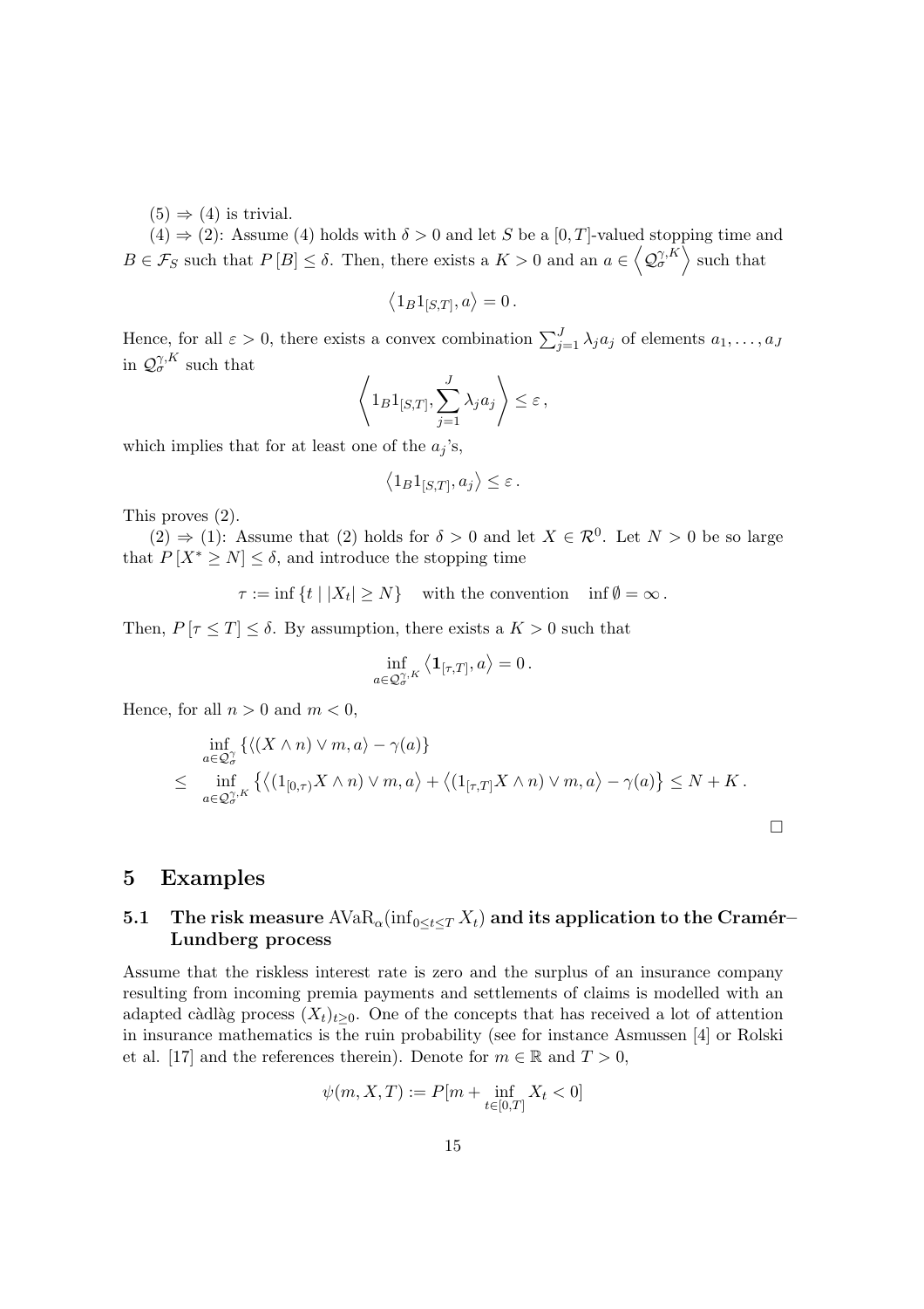(5) $\Rightarrow$ (4) is trivial.

(4) $\Rightarrow$ (2): Assume (4) holds with $\delta > 0$ and let $S$ be a $[0,T]$-valued stopping time and $B \in \mathcal{F}_S$ such that $P[B] \le \delta$. Then, there exists a $K > 0$ and an $a \in \left\langle \mathcal{Q}_\sigma^{\gamma,K} \right\rangle$ such that

$$\left\langle 1_B 1_{[S,T]}, a \right\rangle = 0 \,.$$

Hence, for all $\varepsilon > 0$, there exists a convex combination $\sum_{j=1}^J \lambda_j a_j$ of elements $a_1, \dots, a_J$ in $\mathcal{Q}_\sigma^{\gamma,K}$ such that

$$\left\langle 1_B 1_{[S,T]}, \sum_{j=1}^J \lambda_j a_j \right\rangle \le \varepsilon \,,$$

which implies that for at least one of the $a_j$'s,

$$\left\langle 1_B 1_{[S,T]}, a_j \right\rangle \le \varepsilon \,.$$

This proves (2).

(2) $\Rightarrow$ (1): Assume that (2) holds for $\delta > 0$ and let $X \in \mathcal{R}^0$. Let $N > 0$ be so large that $P[X^* \ge N] \le \delta$, and introduce the stopping time

$$\tau := \inf \{ t \mid |X_t| \ge N \} \quad \text{with the convention} \quad \inf \emptyset = \infty \,.$$

Then, $P[\tau \le T] \le \delta$. By assumption, there exists a $K > 0$ such that

$$\inf_{a \in \mathcal{Q}_\sigma^{\gamma,K}} \left\langle \mathbf{1}_{[\tau,T]}, a \right\rangle = 0 \,.$$

Hence, for all $n > 0$ and $m < 0$,

$$\begin{aligned} & \inf_{a \in \mathcal{Q}_\sigma^{\gamma}} \left\{ \langle (X \wedge n) \vee m, a \rangle - \gamma(a) \right\} \\ \le \quad & \inf_{a \in \mathcal{Q}_\sigma^{\gamma,K}} \left\{ \left\langle (1_{[0,\tau)} X \wedge n) \vee m, a \right\rangle + \left\langle (1_{[\tau,T]} X \wedge n) \vee m, a \right\rangle - \gamma(a) \right\} \le N + K \,. \end{aligned}$$

$\square$

# 5 Examples

## 5.1 The risk measure $\mathrm{AVaR}_\alpha(\inf_{0 \le t \le T} X_t)$ and its application to the Cramér–Lundberg process

Assume that the riskless interest rate is zero and the surplus of an insurance company resulting from incoming premia payments and settlements of claims is modelled with an adapted càdlàg process $(X_t)_{t \ge 0}$. One of the concepts that has received a lot of attention in insurance mathematics is the ruin probability (see for instance Asmussen [4] or Rolski et al. [17] and the references therein). Denote for $m \in \mathbb{R}$ and $T > 0$,

$$\psi(m, X, T) := P[m + \inf_{t \in [0,T]} X_t < 0]$$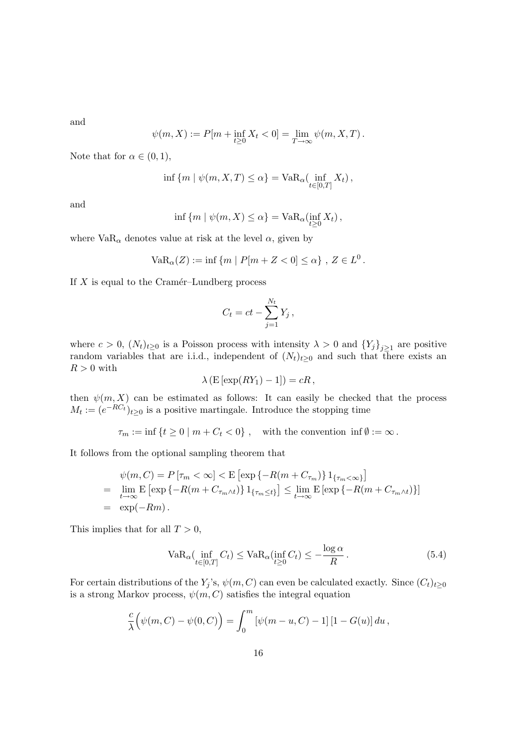and

$$\psi(m, X) := P[m + \inf_{t \geq 0} X_t < 0] = \lim_{T \to \infty} \psi(m, X, T) .$$

Note that for $\alpha \in (0, 1)$,

$$\inf \{m \mid \psi(m, X, T) \leq \alpha\} = \mathrm{VaR}_\alpha(\inf_{t \in [0,T]} X_t) ,$$

and

$$\inf \{m \mid \psi(m, X) \leq \alpha\} = \mathrm{VaR}_\alpha(\inf_{t \geq 0} X_t) ,$$

where $\mathrm{VaR}_\alpha$ denotes value at risk at the level $\alpha$, given by

$$\mathrm{VaR}_\alpha(Z) := \inf \{m \mid P[m + Z < 0] \leq \alpha\} \ , \ Z \in L^0 .$$

If $X$ is equal to the Cramér–Lundberg process

$$C_t = ct - \sum_{j=1}^{N_t} Y_j ,$$

where $c > 0$, $(N_t)_{t \geq 0}$ is a Poisson process with intensity $\lambda > 0$ and $\{Y_j\}_{j \geq 1}$ are positive random variables that are i.i.d., independent of $(N_t)_{t \geq 0}$ and such that there exists an $R > 0$ with

$$\lambda \left( \mathrm{E} \left[ \exp(RY_1) - 1 \right] \right) = cR ,$$

then $\psi(m, X)$ can be estimated as follows: It can easily be checked that the process $M_t := (e^{-RC_t})_{t \geq 0}$ is a positive martingale. Introduce the stopping time

$$\tau_m := \inf \{t \geq 0 \mid m + C_t < 0\} \ , \quad \text{with the convention } \inf \emptyset := \infty .$$

It follows from the optional sampling theorem that

$$\begin{aligned}
& \psi(m, C) = P\left[\tau_m < \infty\right] < \mathrm{E}\left[\exp\left\{-R(m + C_{\tau_m})\right\} 1_{\{\tau_m < \infty\}}\right] \\
= \; & \lim_{t \to \infty} \mathrm{E}\left[\exp\left\{-R(m + C_{\tau_m \wedge t})\right\} 1_{\{\tau_m \leq t\}}\right] \leq \lim_{t \to \infty} \mathrm{E}\left[\exp\left\{-R(m + C_{\tau_m \wedge t})\right\}\right] \\
= \; & \exp(-Rm) .
\end{aligned}$$

This implies that for all $T > 0$,

$$\mathrm{VaR}_\alpha(\inf_{t \in [0,T]} C_t) \leq \mathrm{VaR}_\alpha(\inf_{t \geq 0} C_t) \leq -\frac{\log \alpha}{R} . \tag{5.4}$$

For certain distributions of the $Y_j$'s, $\psi(m, C)$ can even be calculated exactly. Since $(C_t)_{t \geq 0}$ is a strong Markov process, $\psi(m, C)$ satisfies the integral equation

$$\frac{c}{\lambda}\Big(\psi(m, C) - \psi(0, C)\Big) = \int_0^m \left[\psi(m - u, C) - 1\right] \left[1 - G(u)\right] du ,$$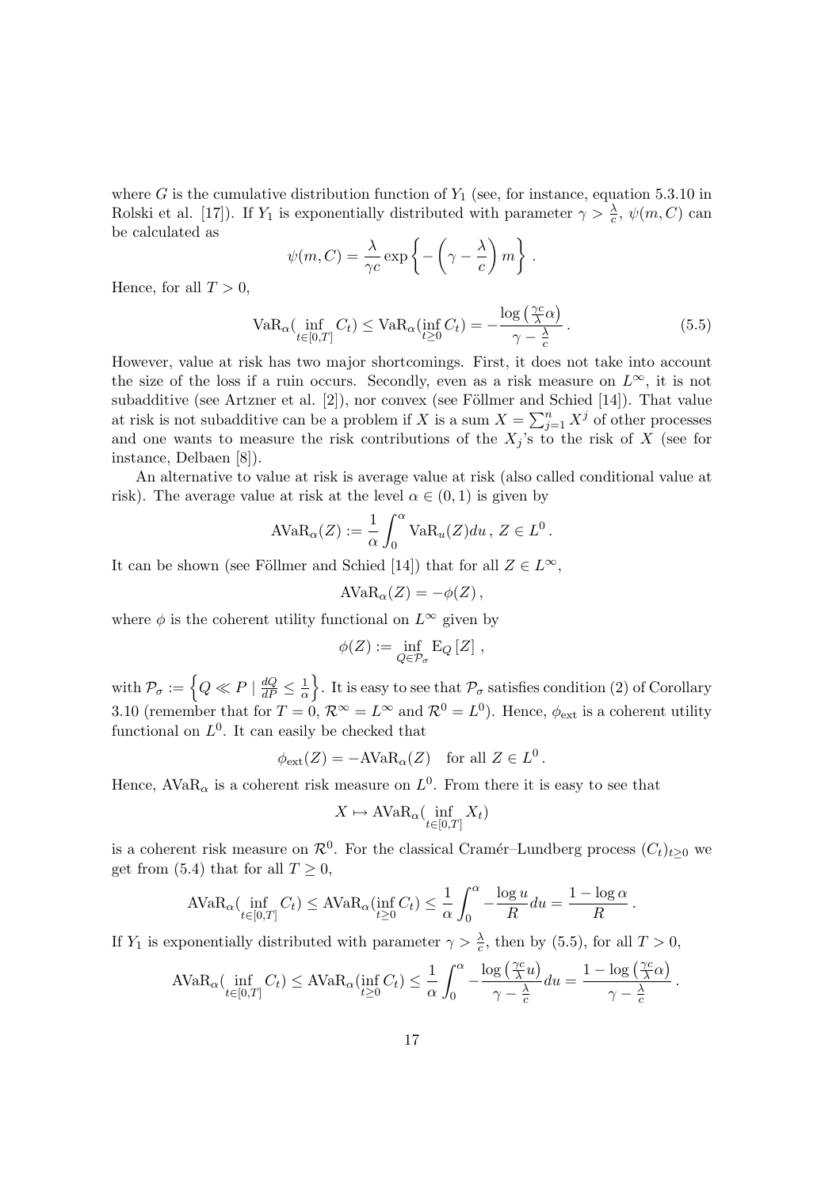where $G$ is the cumulative distribution function of $Y_1$ (see, for instance, equation 5.3.10 in Rolski et al. [17]). If $Y_1$ is exponentially distributed with parameter $\gamma > \frac{\lambda}{c}$, $\psi(m, C)$ can be calculated as

$$\psi(m, C) = \frac{\lambda}{\gamma c} \exp\left\{ -\left(\gamma - \frac{\lambda}{c}\right) m \right\} .$$

Hence, for all $T > 0$,

$$\mathrm{VaR}_\alpha\big(\inf_{t\in[0,T]} C_t\big) \le \mathrm{VaR}_\alpha\big(\inf_{t\ge 0} C_t\big) = -\frac{\log\left(\frac{\gamma c}{\lambda}\alpha\right)}{\gamma - \frac{\lambda}{c}} . \tag{5.5}$$

However, value at risk has two major shortcomings. First, it does not take into account the size of the loss if a ruin occurs. Secondly, even as a risk measure on $L^\infty$, it is not subadditive (see Artzner et al. [2]), nor convex (see Föllmer and Schied [14]). That value at risk is not subadditive can be a problem if $X$ is a sum $X = \sum_{j=1}^n X^j$ of other processes and one wants to measure the risk contributions of the $X_j$'s to the risk of $X$ (see for instance, Delbaen [8]).

An alternative to value at risk is average value at risk (also called conditional value at risk). The average value at risk at the level $\alpha \in (0, 1)$ is given by

$$\mathrm{AVaR}_\alpha(Z) := \frac{1}{\alpha}\int_0^\alpha \mathrm{VaR}_u(Z) du\,,\ Z \in L^0 .$$

It can be shown (see Föllmer and Schied [14]) that for all $Z \in L^\infty$,

$$\mathrm{AVaR}_\alpha(Z) = -\phi(Z)\,,$$

where $\phi$ is the coherent utility functional on $L^\infty$ given by

$$\phi(Z) := \inf_{Q\in\mathcal{P}_\sigma} \mathrm{E}_Q\left[Z\right] ,$$

with $\mathcal{P}_\sigma := \left\{ Q \ll P \mid \frac{dQ}{dP} \le \frac{1}{\alpha} \right\}$. It is easy to see that $\mathcal{P}_\sigma$ satisfies condition (2) of Corollary 3.10 (remember that for $T = 0$, $\mathcal{R}^\infty = L^\infty$ and $\mathcal{R}^0 = L^0$). Hence, $\phi_{\mathrm{ext}}$ is a coherent utility functional on $L^0$. It can easily be checked that

$$\phi_{\mathrm{ext}}(Z) = -\mathrm{AVaR}_\alpha(Z) \quad \text{for all } Z \in L^0 .$$

Hence, $\mathrm{AVaR}_\alpha$ is a coherent risk measure on $L^0$. From there it is easy to see that

$$X \mapsto \mathrm{AVaR}_\alpha\big(\inf_{t\in[0,T]} X_t\big)$$

is a coherent risk measure on $\mathcal{R}^0$. For the classical Cramér–Lundberg process $(C_t)_{t\ge 0}$ we get from (5.4) that for all $T \ge 0$,

$$\mathrm{AVaR}_\alpha\big(\inf_{t\in[0,T]} C_t\big) \le \mathrm{AVaR}_\alpha\big(\inf_{t\ge 0} C_t\big) \le \frac{1}{\alpha}\int_0^\alpha -\frac{\log u}{R} du = \frac{1 - \log\alpha}{R} .$$

If $Y_1$ is exponentially distributed with parameter $\gamma > \frac{\lambda}{c}$, then by (5.5), for all $T > 0$,

$$\mathrm{AVaR}_\alpha\big(\inf_{t\in[0,T]} C_t\big) \le \mathrm{AVaR}_\alpha\big(\inf_{t\ge 0} C_t\big) \le \frac{1}{\alpha}\int_0^\alpha -\frac{\log\left(\frac{\gamma c}{\lambda}u\right)}{\gamma - \frac{\lambda}{c}} du = \frac{1 - \log\left(\frac{\gamma c}{\lambda}\alpha\right)}{\gamma - \frac{\lambda}{c}} .$$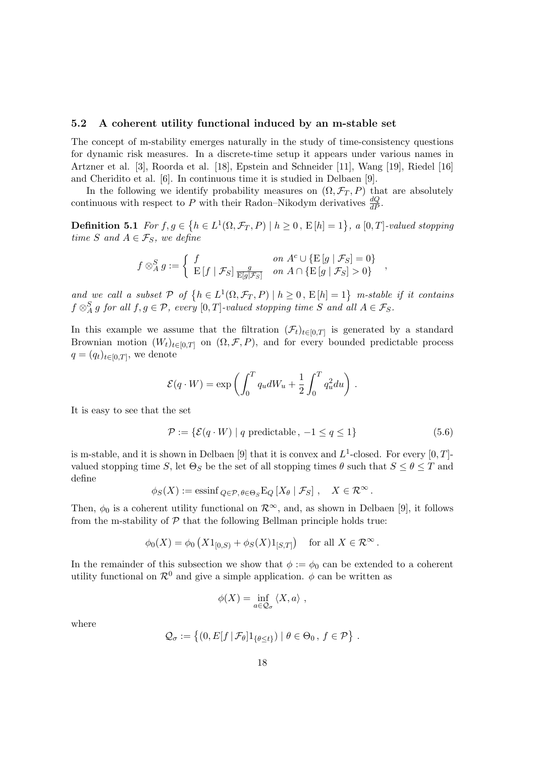### 5.2 A coherent utility functional induced by an m-stable set

The concept of m-stability emerges naturally in the study of time-consistency questions for dynamic risk measures. In a discrete-time setup it appears under various names in Artzner et al. [3], Roorda et al. [18], Epstein and Schneider [11], Wang [19], Riedel [16] and Cheridito et al. [6]. In continuous time it is studied in Delbaen [9].

In the following we identify probability measures on $(\Omega, \mathcal{F}_T, P)$ that are absolutely continuous with respect to $P$ with their Radon–Nikodym derivatives $\frac{dQ}{dP}$.

**Definition 5.1** *For $f, g \in \left\{h \in L^1(\Omega, \mathcal{F}_T, P) \mid h \geq 0 \,,\, \mathrm{E}\left[h\right] = 1\right\}$, a $[0,T]$-valued stopping time $S$ and $A \in \mathcal{F}_S$, we define*

$$f \otimes_A^S g := \left\{ \begin{array}{ll} f & \text{on } A^c \cup \{\mathrm{E}\left[g \mid \mathcal{F}_S\right] = 0\} \\ \mathrm{E}\left[f \mid \mathcal{F}_S\right] \frac{g}{\mathrm{E}\left[g \mid \mathcal{F}_S\right]} & \text{on } A \cap \{\mathrm{E}\left[g \mid \mathcal{F}_S\right] > 0\} \end{array} \right. ,$$

*and we call a subset $\mathcal{P}$ of $\left\{h \in L^1(\Omega, \mathcal{F}_T, P) \mid h \geq 0 \,,\, \mathrm{E}\left[h\right] = 1\right\}$ m-stable if it contains $f \otimes_A^S g$ for all $f, g \in \mathcal{P}$, every $[0,T]$-valued stopping time $S$ and all $A \in \mathcal{F}_S$.*

In this example we assume that the filtration $(\mathcal{F}_t)_{t \in [0,T]}$ is generated by a standard Brownian motion $(W_t)_{t \in [0,T]}$ on $(\Omega, \mathcal{F}, P)$, and for every bounded predictable process $q = (q_t)_{t \in [0,T]}$, we denote

$$\mathcal{E}(q \cdot W) = \exp\left(\int_0^T q_u dW_u + \frac{1}{2}\int_0^T q_u^2 du\right) .$$

It is easy to see that the set

$$\mathcal{P} := \left\{\mathcal{E}(q \cdot W) \mid q \text{ predictable} \,,\, -1 \leq q \leq 1\right\} \tag{5.6}$$

is m-stable, and it is shown in Delbaen [9] that it is convex and $L^1$-closed. For every $[0,T]$-valued stopping time $S$, let $\Theta_S$ be the set of all stopping times $\theta$ such that $S \leq \theta \leq T$ and define

$$\phi_S(X) := \operatorname{essinf}_{Q \in \mathcal{P},\, \theta \in \Theta_S} \mathrm{E}_Q\left[X_\theta \mid \mathcal{F}_S\right] \,, \quad X \in \mathcal{R}^\infty .$$

Then, $\phi_0$ is a coherent utility functional on $\mathcal{R}^\infty$, and, as shown in Delbaen [9], it follows from the m-stability of $\mathcal{P}$ that the following Bellman principle holds true:

$$\phi_0(X) = \phi_0\left(X 1_{[0,S)} + \phi_S(X) 1_{[S,T]}\right) \quad \text{for all } X \in \mathcal{R}^\infty .$$

In the remainder of this subsection we show that $\phi := \phi_0$ can be extended to a coherent utility functional on $\mathcal{R}^0$ and give a simple application. $\phi$ can be written as

$$\phi(X) = \inf_{a \in \mathcal{Q}_\sigma} \langle X, a \rangle \,,$$

where

$$\mathcal{Q}_\sigma := \left\{(0, E[f \,|\, \mathcal{F}_\theta] 1_{\{\theta \leq t\}}) \mid \theta \in \Theta_0 \,,\, f \in \mathcal{P}\right\} .$$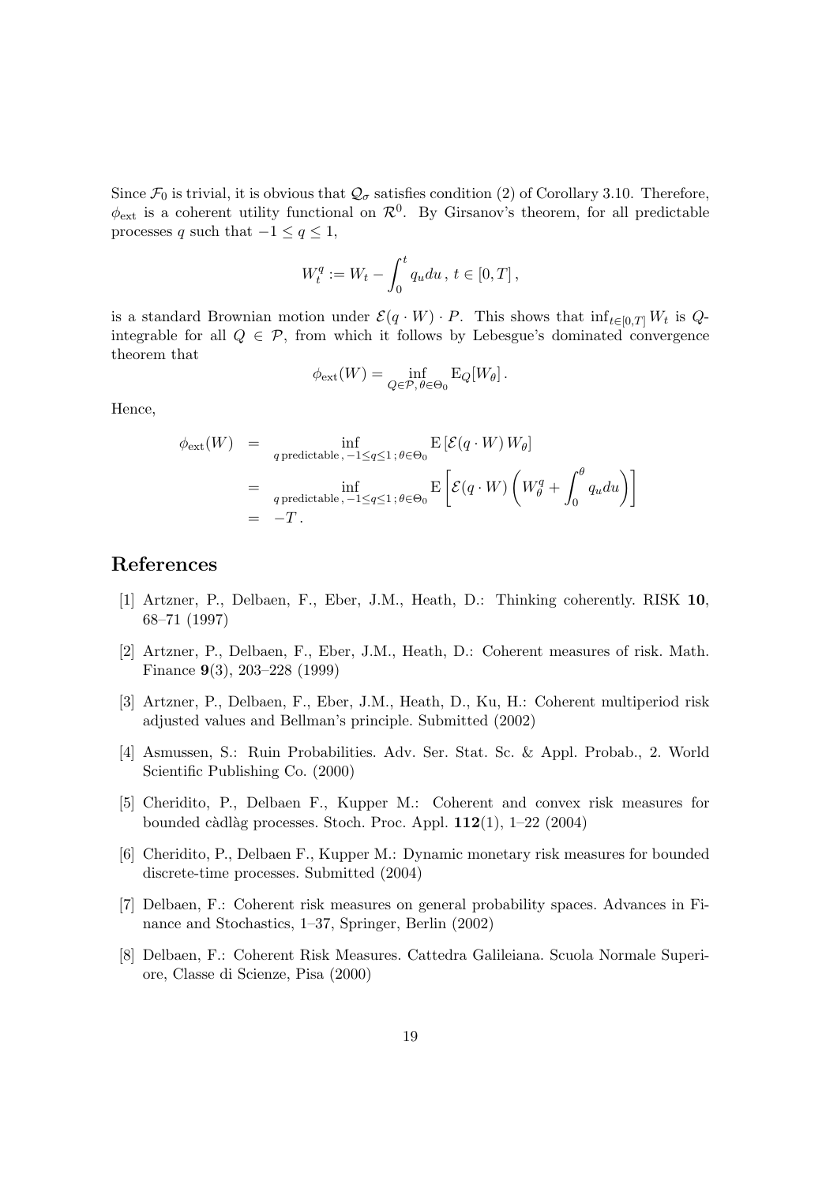Since $\mathcal{F}_0$ is trivial, it is obvious that $\mathcal{Q}_\sigma$ satisfies condition (2) of Corollary 3.10. Therefore, $\phi_{\text{ext}}$ is a coherent utility functional on $\mathcal{R}^0$. By Girsanov's theorem, for all predictable processes $q$ such that $-1 \leq q \leq 1$,

$$W_t^q := W_t - \int_0^t q_u du \,, \; t \in [0,T] \,,$$

is a standard Brownian motion under $\mathcal{E}(q \cdot W) \cdot P$. This shows that $\inf_{t \in [0,T]} W_t$ is $Q$-integrable for all $Q \in \mathcal{P}$, from which it follows by Lebesgue's dominated convergence theorem that

$$\phi_{\text{ext}}(W) = \inf_{Q \in \mathcal{P}, \, \theta \in \Theta_0} \mathrm{E}_Q[W_\theta] \,.$$

Hence,

$$\begin{aligned}
\phi_{\text{ext}}(W) &= \inf_{q \,\text{predictable}\,, \, -1 \leq q \leq 1 \,; \, \theta \in \Theta_0} \mathrm{E}\left[\mathcal{E}(q \cdot W)\, W_\theta\right] \\
&= \inf_{q \,\text{predictable}\,, \, -1 \leq q \leq 1 \,; \, \theta \in \Theta_0} \mathrm{E}\left[\mathcal{E}(q \cdot W) \left(W_\theta^q + \int_0^\theta q_u du\right)\right] \\
&= -T \,.
\end{aligned}$$

# References

[1] Artzner, P., Delbaen, F., Eber, J.M., Heath, D.: Thinking coherently. RISK **10**, 68–71 (1997)

[2] Artzner, P., Delbaen, F., Eber, J.M., Heath, D.: Coherent measures of risk. Math. Finance **9**(3), 203–228 (1999)

[3] Artzner, P., Delbaen, F., Eber, J.M., Heath, D., Ku, H.: Coherent multiperiod risk adjusted values and Bellman's principle. Submitted (2002)

[4] Asmussen, S.: Ruin Probabilities. Adv. Ser. Stat. Sc. & Appl. Probab., 2. World Scientific Publishing Co. (2000)

[5] Cheridito, P., Delbaen F., Kupper M.: Coherent and convex risk measures for bounded càdlàg processes. Stoch. Proc. Appl. **112**(1), 1–22 (2004)

[6] Cheridito, P., Delbaen F., Kupper M.: Dynamic monetary risk measures for bounded discrete-time processes. Submitted (2004)

[7] Delbaen, F.: Coherent risk measures on general probability spaces. Advances in Finance and Stochastics, 1–37, Springer, Berlin (2002)

[8] Delbaen, F.: Coherent Risk Measures. Cattedra Galileiana. Scuola Normale Superiore, Classe di Scienze, Pisa (2000)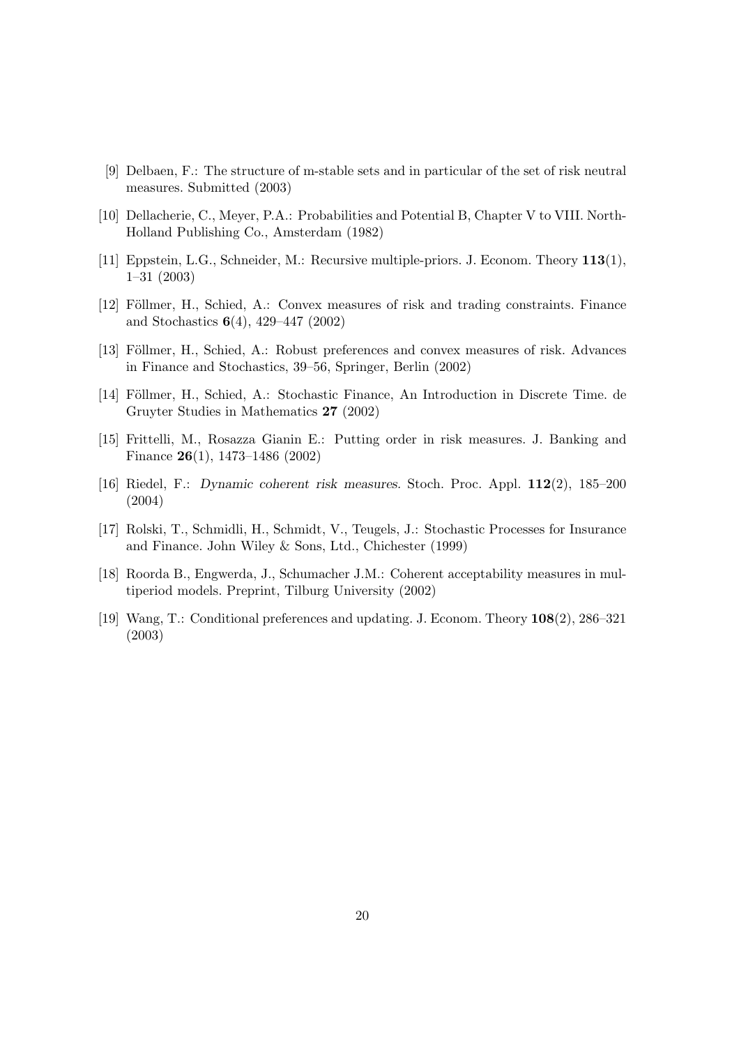[9] Delbaen, F.: The structure of m-stable sets and in particular of the set of risk neutral measures. Submitted (2003)

[10] Dellacherie, C., Meyer, P.A.: Probabilities and Potential B, Chapter V to VIII. North-Holland Publishing Co., Amsterdam (1982)

[11] Eppstein, L.G., Schneider, M.: Recursive multiple-priors. J. Econom. Theory **113**(1), 1–31 (2003)

[12] Föllmer, H., Schied, A.: Convex measures of risk and trading constraints. Finance and Stochastics **6**(4), 429–447 (2002)

[13] Föllmer, H., Schied, A.: Robust preferences and convex measures of risk. Advances in Finance and Stochastics, 39–56, Springer, Berlin (2002)

[14] Föllmer, H., Schied, A.: Stochastic Finance, An Introduction in Discrete Time. de Gruyter Studies in Mathematics **27** (2002)

[15] Frittelli, M., Rosazza Gianin E.: Putting order in risk measures. J. Banking and Finance **26**(1), 1473–1486 (2002)

[16] Riedel, F.: *Dynamic coherent risk measures.* Stoch. Proc. Appl. **112**(2), 185–200 (2004)

[17] Rolski, T., Schmidli, H., Schmidt, V., Teugels, J.: Stochastic Processes for Insurance and Finance. John Wiley & Sons, Ltd., Chichester (1999)

[18] Roorda B., Engwerda, J., Schumacher J.M.: Coherent acceptability measures in multiperiod models. Preprint, Tilburg University (2002)

[19] Wang, T.: Conditional preferences and updating. J. Econom. Theory **108**(2), 286–321 (2003)